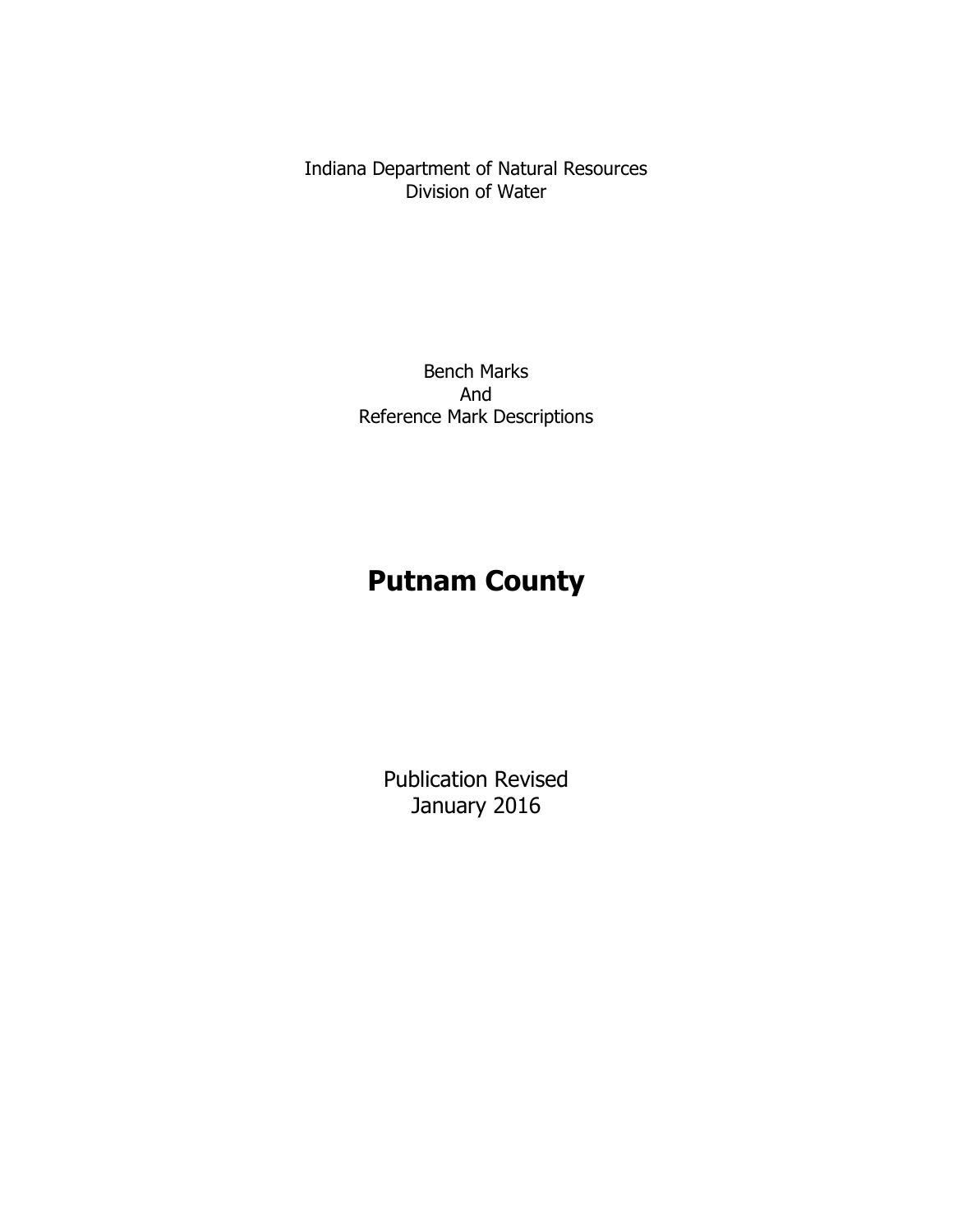Indiana Department of Natural Resources
Division of Water

Bench Marks
And
Reference Mark Descriptions

# Putnam County

Publication Revised
January 2016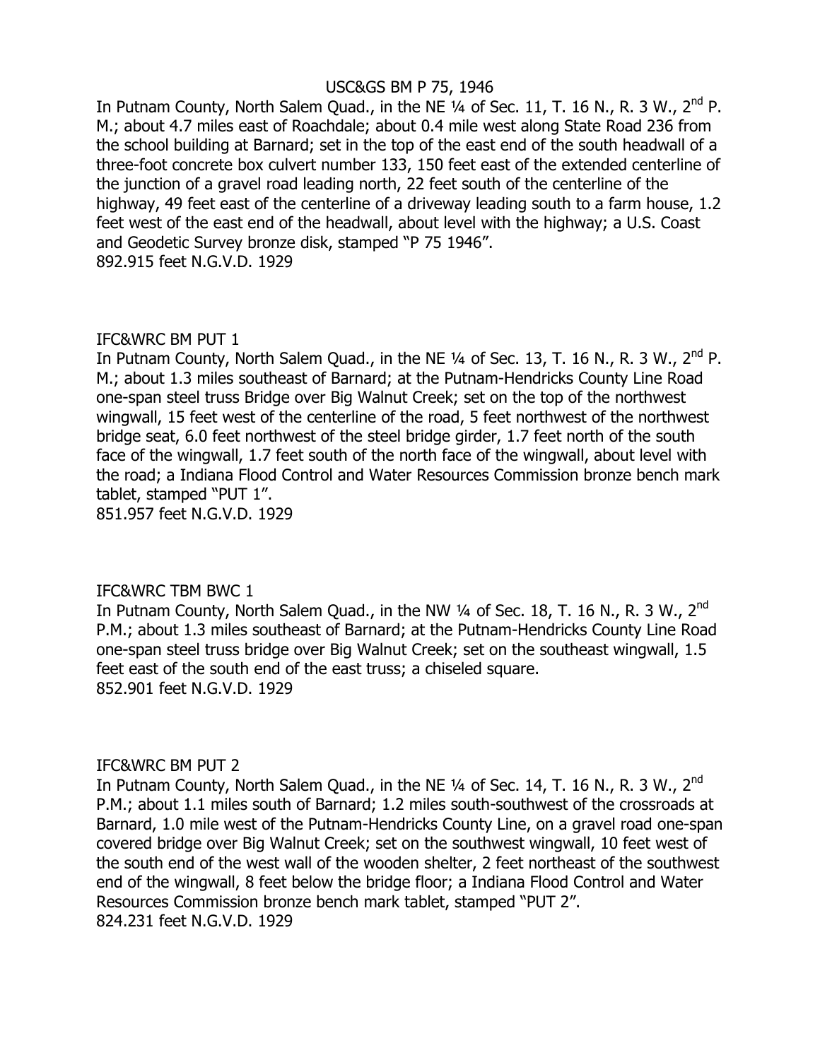USC&GS BM P 75, 1946

In Putnam County, North Salem Quad., in the NE ¼ of Sec. 11, T. 16 N., R. 3 W., 2nd P. M.; about 4.7 miles east of Roachdale; about 0.4 mile west along State Road 236 from the school building at Barnard; set in the top of the east end of the south headwall of a three-foot concrete box culvert number 133, 150 feet east of the extended centerline of the junction of a gravel road leading north, 22 feet south of the centerline of the highway, 49 feet east of the centerline of a driveway leading south to a farm house, 1.2 feet west of the east end of the headwall, about level with the highway; a U.S. Coast and Geodetic Survey bronze disk, stamped "P 75 1946".

892.915 feet N.G.V.D. 1929

IFC&WRC BM PUT 1

In Putnam County, North Salem Quad., in the NE ¼ of Sec. 13, T. 16 N., R. 3 W., 2nd P. M.; about 1.3 miles southeast of Barnard; at the Putnam-Hendricks County Line Road one-span steel truss Bridge over Big Walnut Creek; set on the top of the northwest wingwall, 15 feet west of the centerline of the road, 5 feet northwest of the northwest bridge seat, 6.0 feet northwest of the steel bridge girder, 1.7 feet north of the south face of the wingwall, 1.7 feet south of the north face of the wingwall, about level with the road; a Indiana Flood Control and Water Resources Commission bronze bench mark tablet, stamped "PUT 1".

851.957 feet N.G.V.D. 1929

IFC&WRC TBM BWC 1

In Putnam County, North Salem Quad., in the NW ¼ of Sec. 18, T. 16 N., R. 3 W., 2nd P.M.; about 1.3 miles southeast of Barnard; at the Putnam-Hendricks County Line Road one-span steel truss bridge over Big Walnut Creek; set on the southeast wingwall, 1.5 feet east of the south end of the east truss; a chiseled square.

852.901 feet N.G.V.D. 1929

IFC&WRC BM PUT 2

In Putnam County, North Salem Quad., in the NE ¼ of Sec. 14, T. 16 N., R. 3 W., 2nd P.M.; about 1.1 miles south of Barnard; 1.2 miles south-southwest of the crossroads at Barnard, 1.0 mile west of the Putnam-Hendricks County Line, on a gravel road one-span covered bridge over Big Walnut Creek; set on the southwest wingwall, 10 feet west of the south end of the west wall of the wooden shelter, 2 feet northeast of the southwest end of the wingwall, 8 feet below the bridge floor; a Indiana Flood Control and Water Resources Commission bronze bench mark tablet, stamped "PUT 2".

824.231 feet N.G.V.D. 1929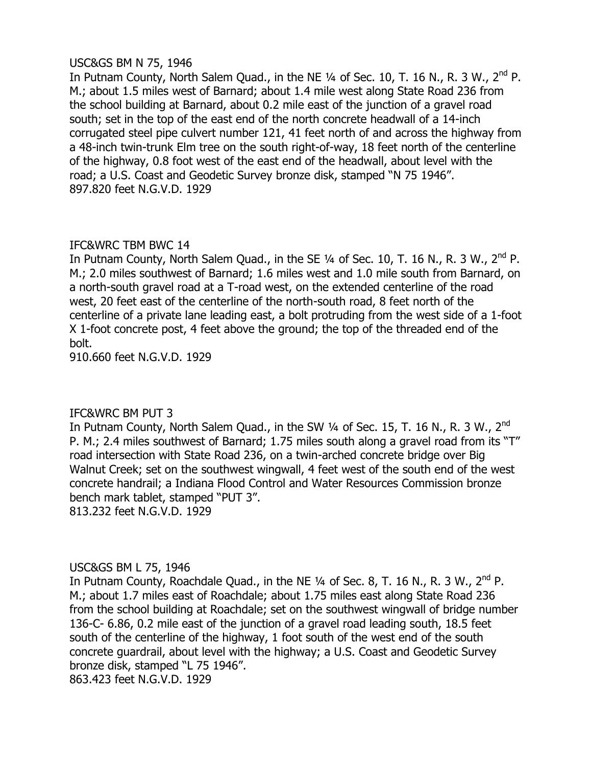USC&GS BM N 75, 1946

In Putnam County, North Salem Quad., in the NE ¼ of Sec. 10, T. 16 N., R. 3 W., 2nd P. M.; about 1.5 miles west of Barnard; about 1.4 mile west along State Road 236 from the school building at Barnard, about 0.2 mile east of the junction of a gravel road south; set in the top of the east end of the north concrete headwall of a 14-inch corrugated steel pipe culvert number 121, 41 feet north of and across the highway from a 48-inch twin-trunk Elm tree on the south right-of-way, 18 feet north of the centerline of the highway, 0.8 foot west of the east end of the headwall, about level with the road; a U.S. Coast and Geodetic Survey bronze disk, stamped "N 75 1946".

897.820 feet N.G.V.D. 1929

IFC&WRC TBM BWC 14

In Putnam County, North Salem Quad., in the SE ¼ of Sec. 10, T. 16 N., R. 3 W., 2nd P. M.; 2.0 miles southwest of Barnard; 1.6 miles west and 1.0 mile south from Barnard, on a north-south gravel road at a T-road west, on the extended centerline of the road west, 20 feet east of the centerline of the north-south road, 8 feet north of the centerline of a private lane leading east, a bolt protruding from the west side of a 1-foot X 1-foot concrete post, 4 feet above the ground; the top of the threaded end of the bolt.

910.660 feet N.G.V.D. 1929

IFC&WRC BM PUT 3

In Putnam County, North Salem Quad., in the SW ¼ of Sec. 15, T. 16 N., R. 3 W., 2nd P. M.; 2.4 miles southwest of Barnard; 1.75 miles south along a gravel road from its "T" road intersection with State Road 236, on a twin-arched concrete bridge over Big Walnut Creek; set on the southwest wingwall, 4 feet west of the south end of the west concrete handrail; a Indiana Flood Control and Water Resources Commission bronze bench mark tablet, stamped "PUT 3".

813.232 feet N.G.V.D. 1929

USC&GS BM L 75, 1946

In Putnam County, Roachdale Quad., in the NE ¼ of Sec. 8, T. 16 N., R. 3 W., 2nd P. M.; about 1.7 miles east of Roachdale; about 1.75 miles east along State Road 236 from the school building at Roachdale; set on the southwest wingwall of bridge number 136-C- 6.86, 0.2 mile east of the junction of a gravel road leading south, 18.5 feet south of the centerline of the highway, 1 foot south of the west end of the south concrete guardrail, about level with the highway; a U.S. Coast and Geodetic Survey bronze disk, stamped "L 75 1946".

863.423 feet N.G.V.D. 1929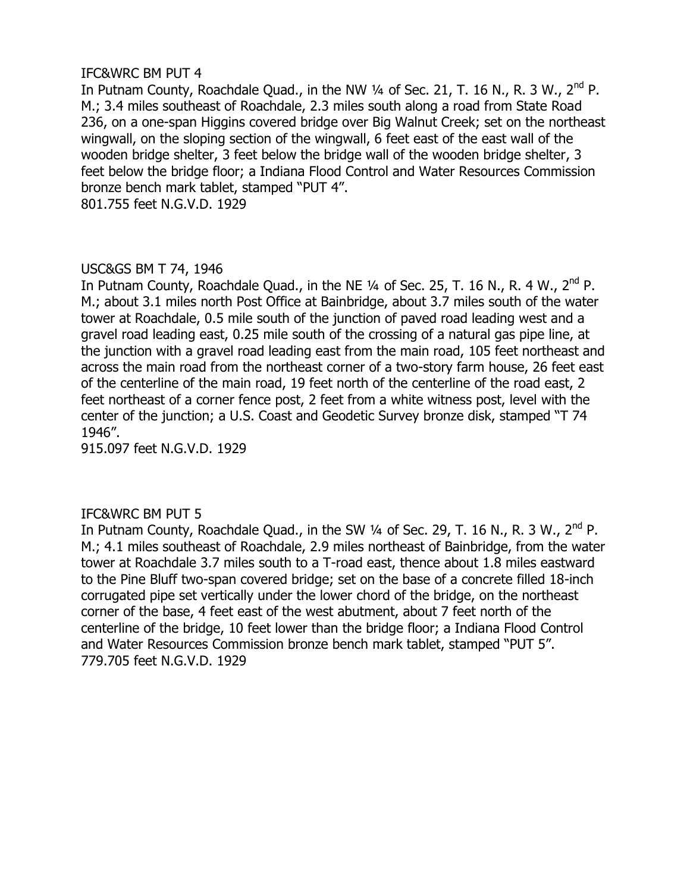IFC&WRC BM PUT 4

In Putnam County, Roachdale Quad., in the NW ¼ of Sec. 21, T. 16 N., R. 3 W., 2nd P. M.; 3.4 miles southeast of Roachdale, 2.3 miles south along a road from State Road 236, on a one-span Higgins covered bridge over Big Walnut Creek; set on the northeast wingwall, on the sloping section of the wingwall, 6 feet east of the east wall of the wooden bridge shelter, 3 feet below the bridge wall of the wooden bridge shelter, 3 feet below the bridge floor; a Indiana Flood Control and Water Resources Commission bronze bench mark tablet, stamped "PUT 4".

801.755 feet N.G.V.D. 1929

USC&GS BM T 74, 1946

In Putnam County, Roachdale Quad., in the NE ¼ of Sec. 25, T. 16 N., R. 4 W., 2nd P. M.; about 3.1 miles north Post Office at Bainbridge, about 3.7 miles south of the water tower at Roachdale, 0.5 mile south of the junction of paved road leading west and a gravel road leading east, 0.25 mile south of the crossing of a natural gas pipe line, at the junction with a gravel road leading east from the main road, 105 feet northeast and across the main road from the northeast corner of a two-story farm house, 26 feet east of the centerline of the main road, 19 feet north of the centerline of the road east, 2 feet northeast of a corner fence post, 2 feet from a white witness post, level with the center of the junction; a U.S. Coast and Geodetic Survey bronze disk, stamped "T 74 1946".

915.097 feet N.G.V.D. 1929

IFC&WRC BM PUT 5

In Putnam County, Roachdale Quad., in the SW ¼ of Sec. 29, T. 16 N., R. 3 W., 2nd P. M.; 4.1 miles southeast of Roachdale, 2.9 miles northeast of Bainbridge, from the water tower at Roachdale 3.7 miles south to a T-road east, thence about 1.8 miles eastward to the Pine Bluff two-span covered bridge; set on the base of a concrete filled 18-inch corrugated pipe set vertically under the lower chord of the bridge, on the northeast corner of the base, 4 feet east of the west abutment, about 7 feet north of the centerline of the bridge, 10 feet lower than the bridge floor; a Indiana Flood Control and Water Resources Commission bronze bench mark tablet, stamped "PUT 5".

779.705 feet N.G.V.D. 1929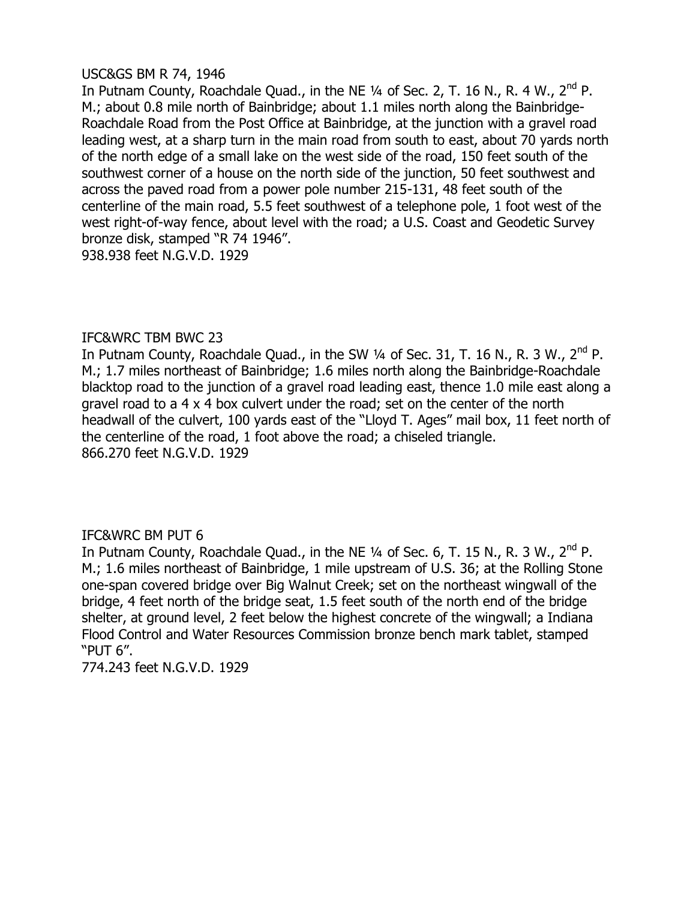USC&GS BM R 74, 1946

In Putnam County, Roachdale Quad., in the NE ¼ of Sec. 2, T. 16 N., R. 4 W., 2nd P. M.; about 0.8 mile north of Bainbridge; about 1.1 miles north along the Bainbridge-Roachdale Road from the Post Office at Bainbridge, at the junction with a gravel road leading west, at a sharp turn in the main road from south to east, about 70 yards north of the north edge of a small lake on the west side of the road, 150 feet south of the southwest corner of a house on the north side of the junction, 50 feet southwest and across the paved road from a power pole number 215-131, 48 feet south of the centerline of the main road, 5.5 feet southwest of a telephone pole, 1 foot west of the west right-of-way fence, about level with the road; a U.S. Coast and Geodetic Survey bronze disk, stamped "R 74 1946".

938.938 feet N.G.V.D. 1929

IFC&WRC TBM BWC 23

In Putnam County, Roachdale Quad., in the SW ¼ of Sec. 31, T. 16 N., R. 3 W., 2nd P. M.; 1.7 miles northeast of Bainbridge; 1.6 miles north along the Bainbridge-Roachdale blacktop road to the junction of a gravel road leading east, thence 1.0 mile east along a gravel road to a 4 x 4 box culvert under the road; set on the center of the north headwall of the culvert, 100 yards east of the "Lloyd T. Ages" mail box, 11 feet north of the centerline of the road, 1 foot above the road; a chiseled triangle.

866.270 feet N.G.V.D. 1929

IFC&WRC BM PUT 6

In Putnam County, Roachdale Quad., in the NE ¼ of Sec. 6, T. 15 N., R. 3 W., 2nd P. M.; 1.6 miles northeast of Bainbridge, 1 mile upstream of U.S. 36; at the Rolling Stone one-span covered bridge over Big Walnut Creek; set on the northeast wingwall of the bridge, 4 feet north of the bridge seat, 1.5 feet south of the north end of the bridge shelter, at ground level, 2 feet below the highest concrete of the wingwall; a Indiana Flood Control and Water Resources Commission bronze bench mark tablet, stamped "PUT 6".

774.243 feet N.G.V.D. 1929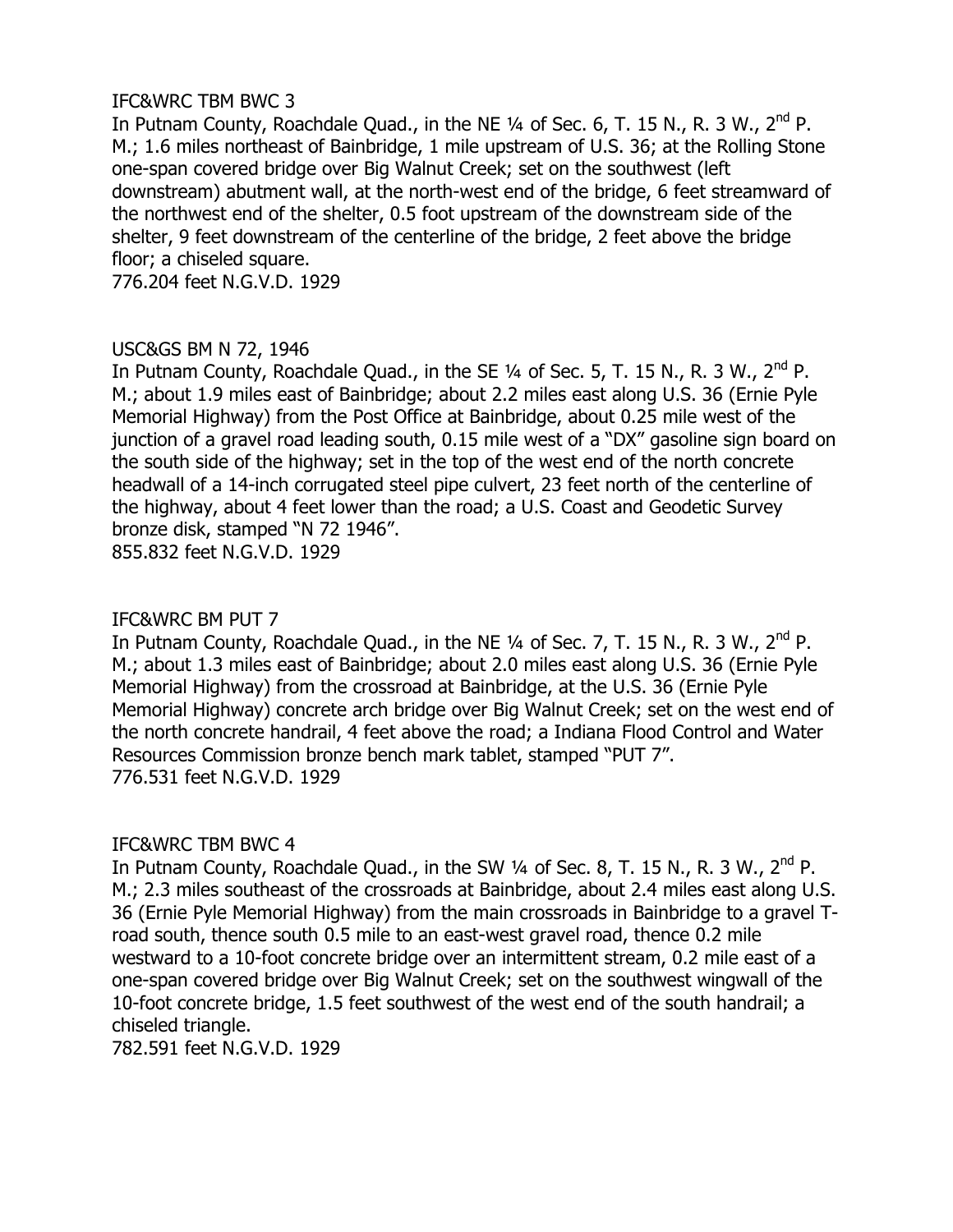IFC&WRC TBM BWC 3

In Putnam County, Roachdale Quad., in the NE ¼ of Sec. 6, T. 15 N., R. 3 W., 2nd P. M.; 1.6 miles northeast of Bainbridge, 1 mile upstream of U.S. 36; at the Rolling Stone one-span covered bridge over Big Walnut Creek; set on the southwest (left downstream) abutment wall, at the north-west end of the bridge, 6 feet streamward of the northwest end of the shelter, 0.5 foot upstream of the downstream side of the shelter, 9 feet downstream of the centerline of the bridge, 2 feet above the bridge floor; a chiseled square.

776.204 feet N.G.V.D. 1929

USC&GS BM N 72, 1946

In Putnam County, Roachdale Quad., in the SE ¼ of Sec. 5, T. 15 N., R. 3 W., 2nd P. M.; about 1.9 miles east of Bainbridge; about 2.2 miles east along U.S. 36 (Ernie Pyle Memorial Highway) from the Post Office at Bainbridge, about 0.25 mile west of the junction of a gravel road leading south, 0.15 mile west of a "DX" gasoline sign board on the south side of the highway; set in the top of the west end of the north concrete headwall of a 14-inch corrugated steel pipe culvert, 23 feet north of the centerline of the highway, about 4 feet lower than the road; a U.S. Coast and Geodetic Survey bronze disk, stamped "N 72 1946".

855.832 feet N.G.V.D. 1929

IFC&WRC BM PUT 7

In Putnam County, Roachdale Quad., in the NE ¼ of Sec. 7, T. 15 N., R. 3 W., 2nd P. M.; about 1.3 miles east of Bainbridge; about 2.0 miles east along U.S. 36 (Ernie Pyle Memorial Highway) from the crossroad at Bainbridge, at the U.S. 36 (Ernie Pyle Memorial Highway) concrete arch bridge over Big Walnut Creek; set on the west end of the north concrete handrail, 4 feet above the road; a Indiana Flood Control and Water Resources Commission bronze bench mark tablet, stamped "PUT 7".

776.531 feet N.G.V.D. 1929

IFC&WRC TBM BWC 4

In Putnam County, Roachdale Quad., in the SW ¼ of Sec. 8, T. 15 N., R. 3 W., 2nd P. M.; 2.3 miles southeast of the crossroads at Bainbridge, about 2.4 miles east along U.S. 36 (Ernie Pyle Memorial Highway) from the main crossroads in Bainbridge to a gravel T-road south, thence south 0.5 mile to an east-west gravel road, thence 0.2 mile westward to a 10-foot concrete bridge over an intermittent stream, 0.2 mile east of a one-span covered bridge over Big Walnut Creek; set on the southwest wingwall of the 10-foot concrete bridge, 1.5 feet southwest of the west end of the south handrail; a chiseled triangle.

782.591 feet N.G.V.D. 1929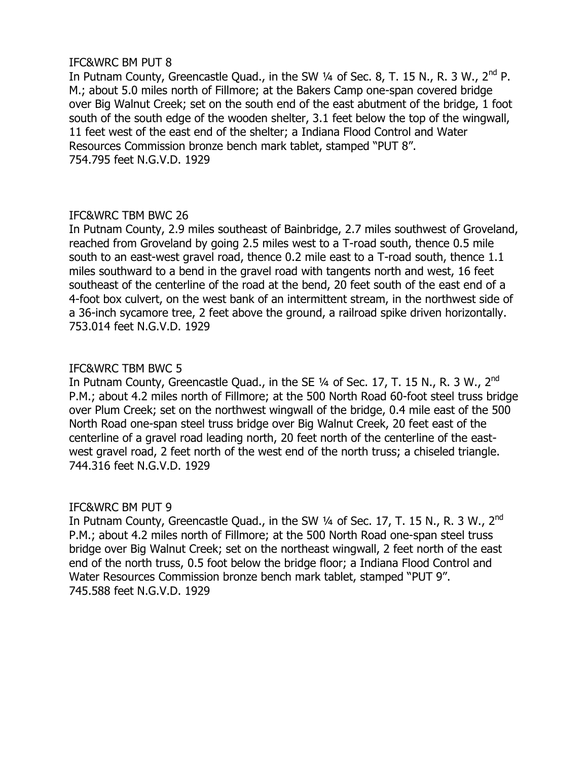IFC&WRC BM PUT 8

In Putnam County, Greencastle Quad., in the SW ¼ of Sec. 8, T. 15 N., R. 3 W., 2nd P. M.; about 5.0 miles north of Fillmore; at the Bakers Camp one-span covered bridge over Big Walnut Creek; set on the south end of the east abutment of the bridge, 1 foot south of the south edge of the wooden shelter, 3.1 feet below the top of the wingwall, 11 feet west of the east end of the shelter; a Indiana Flood Control and Water Resources Commission bronze bench mark tablet, stamped "PUT 8".
754.795 feet N.G.V.D. 1929

IFC&WRC TBM BWC 26

In Putnam County, 2.9 miles southeast of Bainbridge, 2.7 miles southwest of Groveland, reached from Groveland by going 2.5 miles west to a T-road south, thence 0.5 mile south to an east-west gravel road, thence 0.2 mile east to a T-road south, thence 1.1 miles southward to a bend in the gravel road with tangents north and west, 16 feet southeast of the centerline of the road at the bend, 20 feet south of the east end of a 4-foot box culvert, on the west bank of an intermittent stream, in the northwest side of a 36-inch sycamore tree, 2 feet above the ground, a railroad spike driven horizontally.
753.014 feet N.G.V.D. 1929

IFC&WRC TBM BWC 5

In Putnam County, Greencastle Quad., in the SE ¼ of Sec. 17, T. 15 N., R. 3 W., 2nd P.M.; about 4.2 miles north of Fillmore; at the 500 North Road 60-foot steel truss bridge over Plum Creek; set on the northwest wingwall of the bridge, 0.4 mile east of the 500 North Road one-span steel truss bridge over Big Walnut Creek, 20 feet east of the centerline of a gravel road leading north, 20 feet north of the centerline of the east-west gravel road, 2 feet north of the west end of the north truss; a chiseled triangle.
744.316 feet N.G.V.D. 1929

IFC&WRC BM PUT 9

In Putnam County, Greencastle Quad., in the SW ¼ of Sec. 17, T. 15 N., R. 3 W., 2nd P.M.; about 4.2 miles north of Fillmore; at the 500 North Road one-span steel truss bridge over Big Walnut Creek; set on the northeast wingwall, 2 feet north of the east end of the north truss, 0.5 foot below the bridge floor; a Indiana Flood Control and Water Resources Commission bronze bench mark tablet, stamped "PUT 9".
745.588 feet N.G.V.D. 1929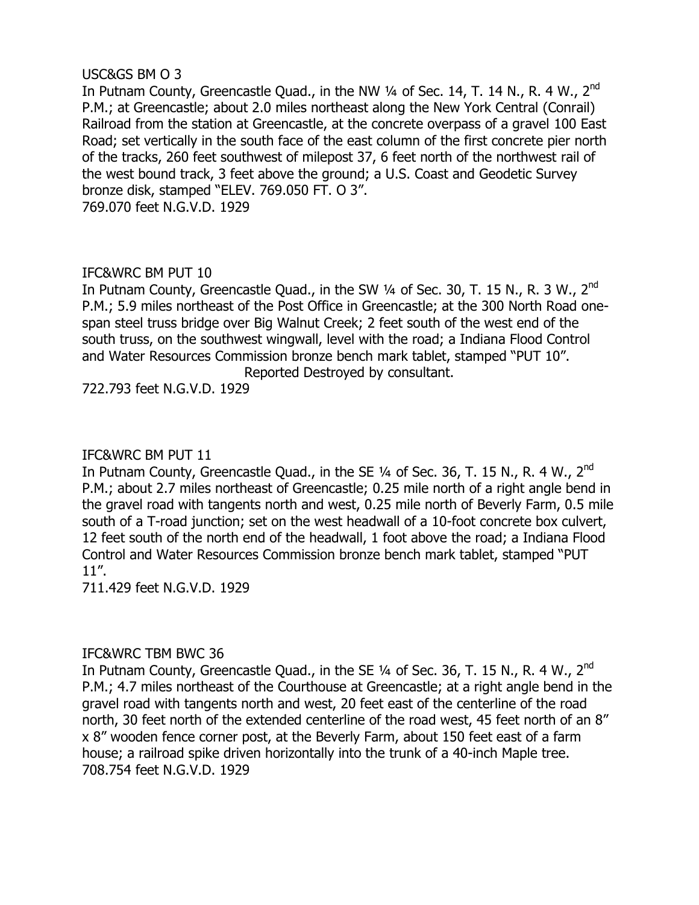USC&GS BM O 3

In Putnam County, Greencastle Quad., in the NW ¼ of Sec. 14, T. 14 N., R. 4 W., 2nd P.M.; at Greencastle; about 2.0 miles northeast along the New York Central (Conrail) Railroad from the station at Greencastle, at the concrete overpass of a gravel 100 East Road; set vertically in the south face of the east column of the first concrete pier north of the tracks, 260 feet southwest of milepost 37, 6 feet north of the northwest rail of the west bound track, 3 feet above the ground; a U.S. Coast and Geodetic Survey bronze disk, stamped "ELEV. 769.050 FT. O 3".

769.070 feet N.G.V.D. 1929

IFC&WRC BM PUT 10

In Putnam County, Greencastle Quad., in the SW ¼ of Sec. 30, T. 15 N., R. 3 W., 2nd P.M.; 5.9 miles northeast of the Post Office in Greencastle; at the 300 North Road one-span steel truss bridge over Big Walnut Creek; 2 feet south of the west end of the south truss, on the southwest wingwall, level with the road; a Indiana Flood Control and Water Resources Commission bronze bench mark tablet, stamped "PUT 10".

Reported Destroyed by consultant.

722.793 feet N.G.V.D. 1929

IFC&WRC BM PUT 11

In Putnam County, Greencastle Quad., in the SE ¼ of Sec. 36, T. 15 N., R. 4 W., 2nd P.M.; about 2.7 miles northeast of Greencastle; 0.25 mile north of a right angle bend in the gravel road with tangents north and west, 0.25 mile north of Beverly Farm, 0.5 mile south of a T-road junction; set on the west headwall of a 10-foot concrete box culvert, 12 feet south of the north end of the headwall, 1 foot above the road; a Indiana Flood Control and Water Resources Commission bronze bench mark tablet, stamped "PUT 11".

711.429 feet N.G.V.D. 1929

IFC&WRC TBM BWC 36

In Putnam County, Greencastle Quad., in the SE ¼ of Sec. 36, T. 15 N., R. 4 W., 2nd P.M.; 4.7 miles northeast of the Courthouse at Greencastle; at a right angle bend in the gravel road with tangents north and west, 20 feet east of the centerline of the road north, 30 feet north of the extended centerline of the road west, 45 feet north of an 8" x 8" wooden fence corner post, at the Beverly Farm, about 150 feet east of a farm house; a railroad spike driven horizontally into the trunk of a 40-inch Maple tree.

708.754 feet N.G.V.D. 1929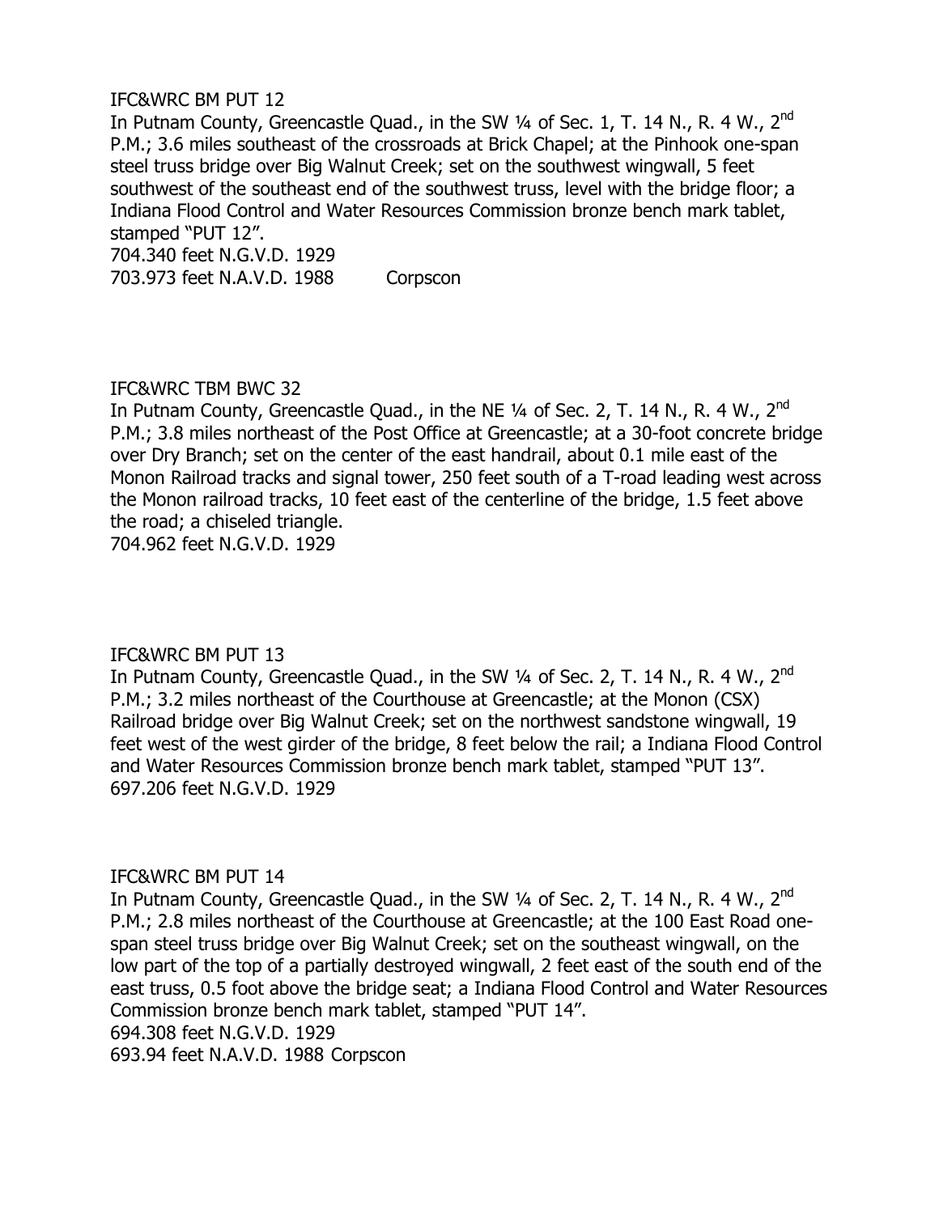IFC&WRC BM PUT 12

In Putnam County, Greencastle Quad., in the SW ¼ of Sec. 1, T. 14 N., R. 4 W., 2nd P.M.; 3.6 miles southeast of the crossroads at Brick Chapel; at the Pinhook one-span steel truss bridge over Big Walnut Creek; set on the southwest wingwall, 5 feet southwest of the southeast end of the southwest truss, level with the bridge floor; a Indiana Flood Control and Water Resources Commission bronze bench mark tablet, stamped "PUT 12".

704.340 feet N.G.V.D. 1929

703.973 feet N.A.V.D. 1988 Corpscon

IFC&WRC TBM BWC 32

In Putnam County, Greencastle Quad., in the NE ¼ of Sec. 2, T. 14 N., R. 4 W., 2nd P.M.; 3.8 miles northeast of the Post Office at Greencastle; at a 30-foot concrete bridge over Dry Branch; set on the center of the east handrail, about 0.1 mile east of the Monon Railroad tracks and signal tower, 250 feet south of a T-road leading west across the Monon railroad tracks, 10 feet east of the centerline of the bridge, 1.5 feet above the road; a chiseled triangle.

704.962 feet N.G.V.D. 1929

IFC&WRC BM PUT 13

In Putnam County, Greencastle Quad., in the SW ¼ of Sec. 2, T. 14 N., R. 4 W., 2nd P.M.; 3.2 miles northeast of the Courthouse at Greencastle; at the Monon (CSX) Railroad bridge over Big Walnut Creek; set on the northwest sandstone wingwall, 19 feet west of the west girder of the bridge, 8 feet below the rail; a Indiana Flood Control and Water Resources Commission bronze bench mark tablet, stamped "PUT 13".

697.206 feet N.G.V.D. 1929

IFC&WRC BM PUT 14

In Putnam County, Greencastle Quad., in the SW ¼ of Sec. 2, T. 14 N., R. 4 W., 2nd P.M.; 2.8 miles northeast of the Courthouse at Greencastle; at the 100 East Road one-span steel truss bridge over Big Walnut Creek; set on the southeast wingwall, on the low part of the top of a partially destroyed wingwall, 2 feet east of the south end of the east truss, 0.5 foot above the bridge seat; a Indiana Flood Control and Water Resources Commission bronze bench mark tablet, stamped "PUT 14".

694.308 feet N.G.V.D. 1929

693.94 feet N.A.V.D. 1988 Corpscon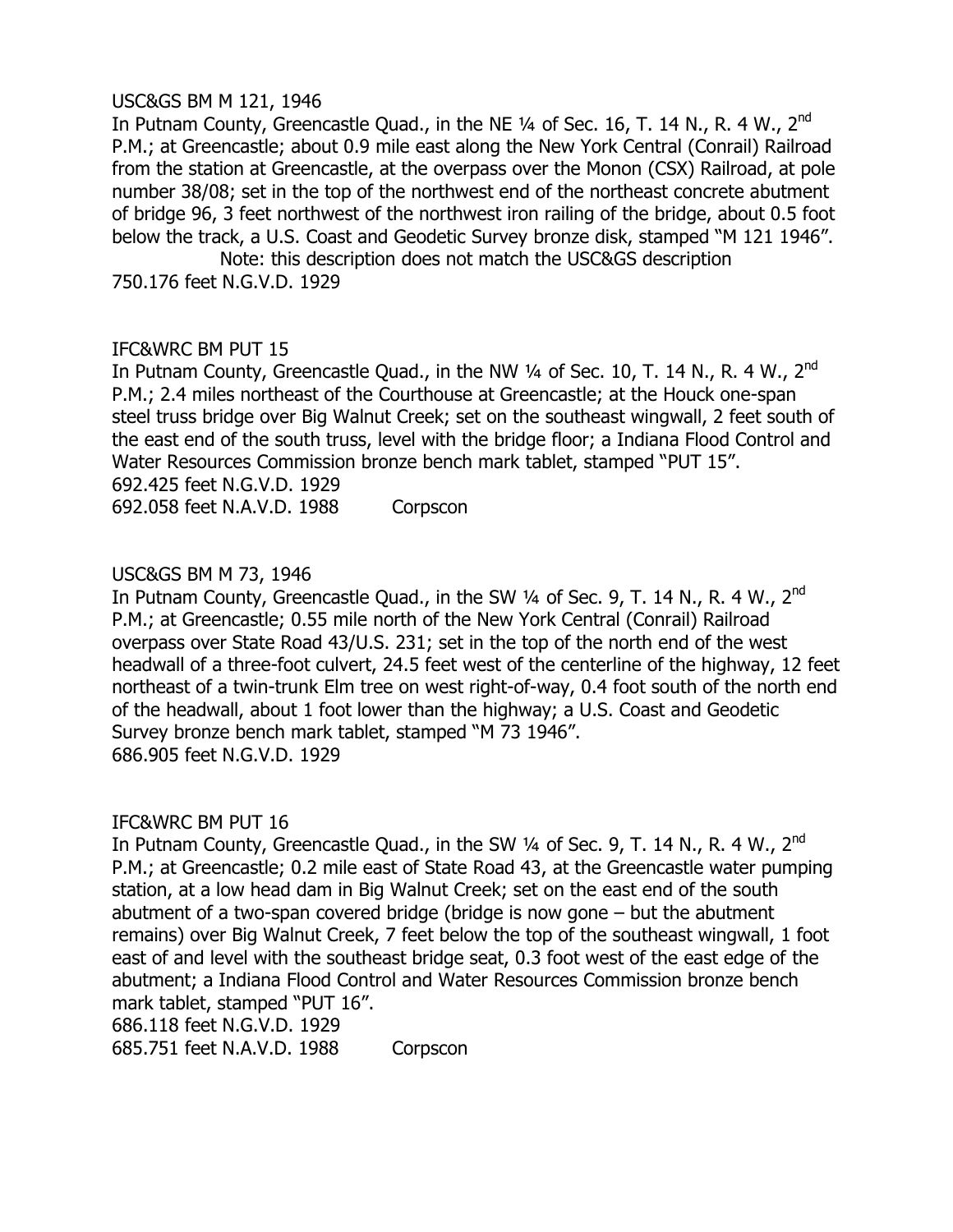USC&GS BM M 121, 1946

In Putnam County, Greencastle Quad., in the NE ¼ of Sec. 16, T. 14 N., R. 4 W., 2nd P.M.; at Greencastle; about 0.9 mile east along the New York Central (Conrail) Railroad from the station at Greencastle, at the overpass over the Monon (CSX) Railroad, at pole number 38/08; set in the top of the northwest end of the northeast concrete abutment of bridge 96, 3 feet northwest of the northwest iron railing of the bridge, about 0.5 foot below the track, a U.S. Coast and Geodetic Survey bronze disk, stamped "M 121 1946".

Note: this description does not match the USC&GS description

750.176 feet N.G.V.D. 1929

IFC&WRC BM PUT 15

In Putnam County, Greencastle Quad., in the NW ¼ of Sec. 10, T. 14 N., R. 4 W., 2nd P.M.; 2.4 miles northeast of the Courthouse at Greencastle; at the Houck one-span steel truss bridge over Big Walnut Creek; set on the southeast wingwall, 2 feet south of the east end of the south truss, level with the bridge floor; a Indiana Flood Control and Water Resources Commission bronze bench mark tablet, stamped "PUT 15".

692.425 feet N.G.V.D. 1929

692.058 feet N.A.V.D. 1988 Corpscon

USC&GS BM M 73, 1946

In Putnam County, Greencastle Quad., in the SW ¼ of Sec. 9, T. 14 N., R. 4 W., 2nd P.M.; at Greencastle; 0.55 mile north of the New York Central (Conrail) Railroad overpass over State Road 43/U.S. 231; set in the top of the north end of the west headwall of a three-foot culvert, 24.5 feet west of the centerline of the highway, 12 feet northeast of a twin-trunk Elm tree on west right-of-way, 0.4 foot south of the north end of the headwall, about 1 foot lower than the highway; a U.S. Coast and Geodetic Survey bronze bench mark tablet, stamped "M 73 1946".

686.905 feet N.G.V.D. 1929

IFC&WRC BM PUT 16

In Putnam County, Greencastle Quad., in the SW ¼ of Sec. 9, T. 14 N., R. 4 W., 2nd P.M.; at Greencastle; 0.2 mile east of State Road 43, at the Greencastle water pumping station, at a low head dam in Big Walnut Creek; set on the east end of the south abutment of a two-span covered bridge (bridge is now gone – but the abutment remains) over Big Walnut Creek, 7 feet below the top of the southeast wingwall, 1 foot east of and level with the southeast bridge seat, 0.3 foot west of the east edge of the abutment; a Indiana Flood Control and Water Resources Commission bronze bench mark tablet, stamped "PUT 16".

686.118 feet N.G.V.D. 1929

685.751 feet N.A.V.D. 1988 Corpscon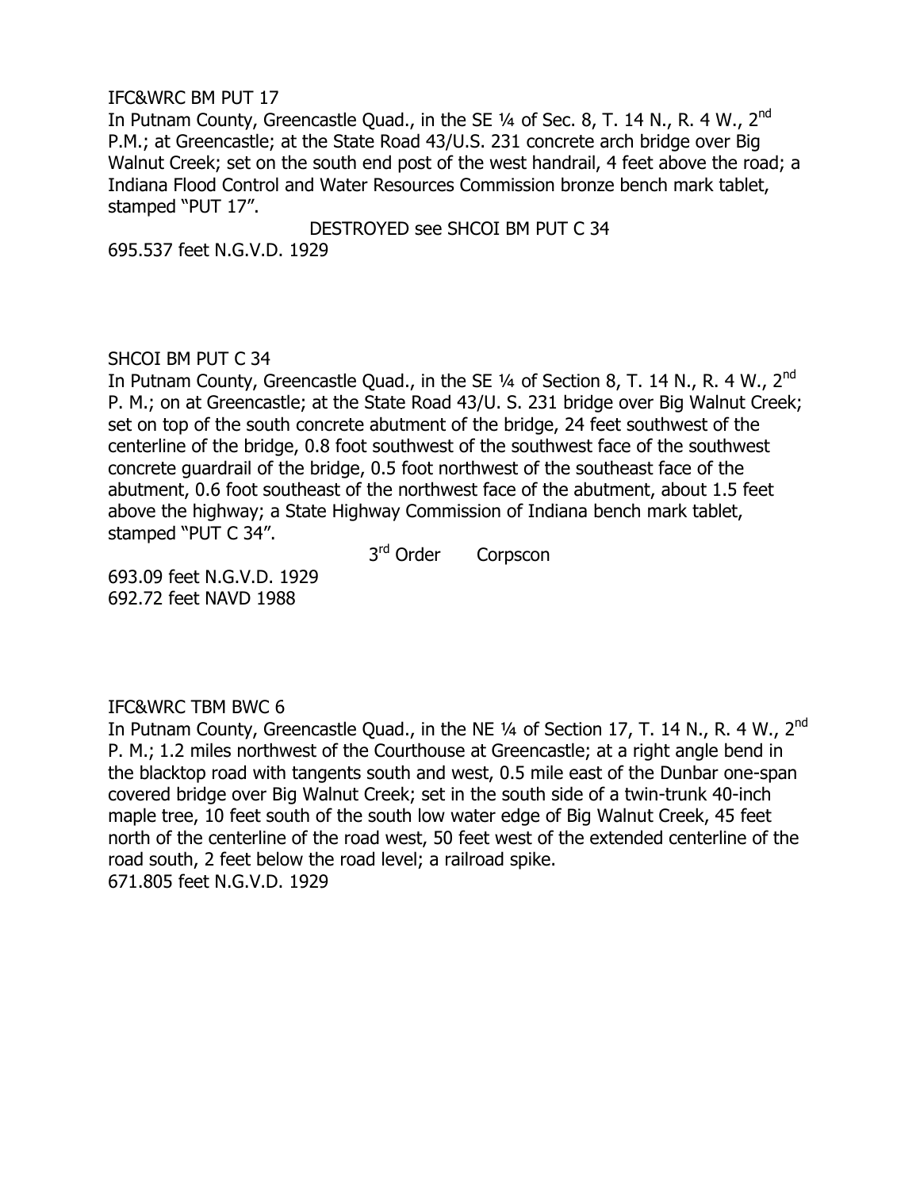IFC&WRC BM PUT 17

In Putnam County, Greencastle Quad., in the SE ¼ of Sec. 8, T. 14 N., R. 4 W., 2nd P.M.; at Greencastle; at the State Road 43/U.S. 231 concrete arch bridge over Big Walnut Creek; set on the south end post of the west handrail, 4 feet above the road; a Indiana Flood Control and Water Resources Commission bronze bench mark tablet, stamped "PUT 17".

DESTROYED see SHCOI BM PUT C 34

695.537 feet N.G.V.D. 1929

SHCOI BM PUT C 34

In Putnam County, Greencastle Quad., in the SE ¼ of Section 8, T. 14 N., R. 4 W., 2nd P. M.; on at Greencastle; at the State Road 43/U. S. 231 bridge over Big Walnut Creek; set on top of the south concrete abutment of the bridge, 24 feet southwest of the centerline of the bridge, 0.8 foot southwest of the southwest face of the southwest concrete guardrail of the bridge, 0.5 foot northwest of the southeast face of the abutment, 0.6 foot southeast of the northwest face of the abutment, about 1.5 feet above the highway; a State Highway Commission of Indiana bench mark tablet, stamped "PUT C 34".

3rd Order Corpscon

693.09 feet N.G.V.D. 1929
692.72 feet NAVD 1988

IFC&WRC TBM BWC 6

In Putnam County, Greencastle Quad., in the NE ¼ of Section 17, T. 14 N., R. 4 W., 2nd P. M.; 1.2 miles northwest of the Courthouse at Greencastle; at a right angle bend in the blacktop road with tangents south and west, 0.5 mile east of the Dunbar one-span covered bridge over Big Walnut Creek; set in the south side of a twin-trunk 40-inch maple tree, 10 feet south of the south low water edge of Big Walnut Creek, 45 feet north of the centerline of the road west, 50 feet west of the extended centerline of the road south, 2 feet below the road level; a railroad spike.

671.805 feet N.G.V.D. 1929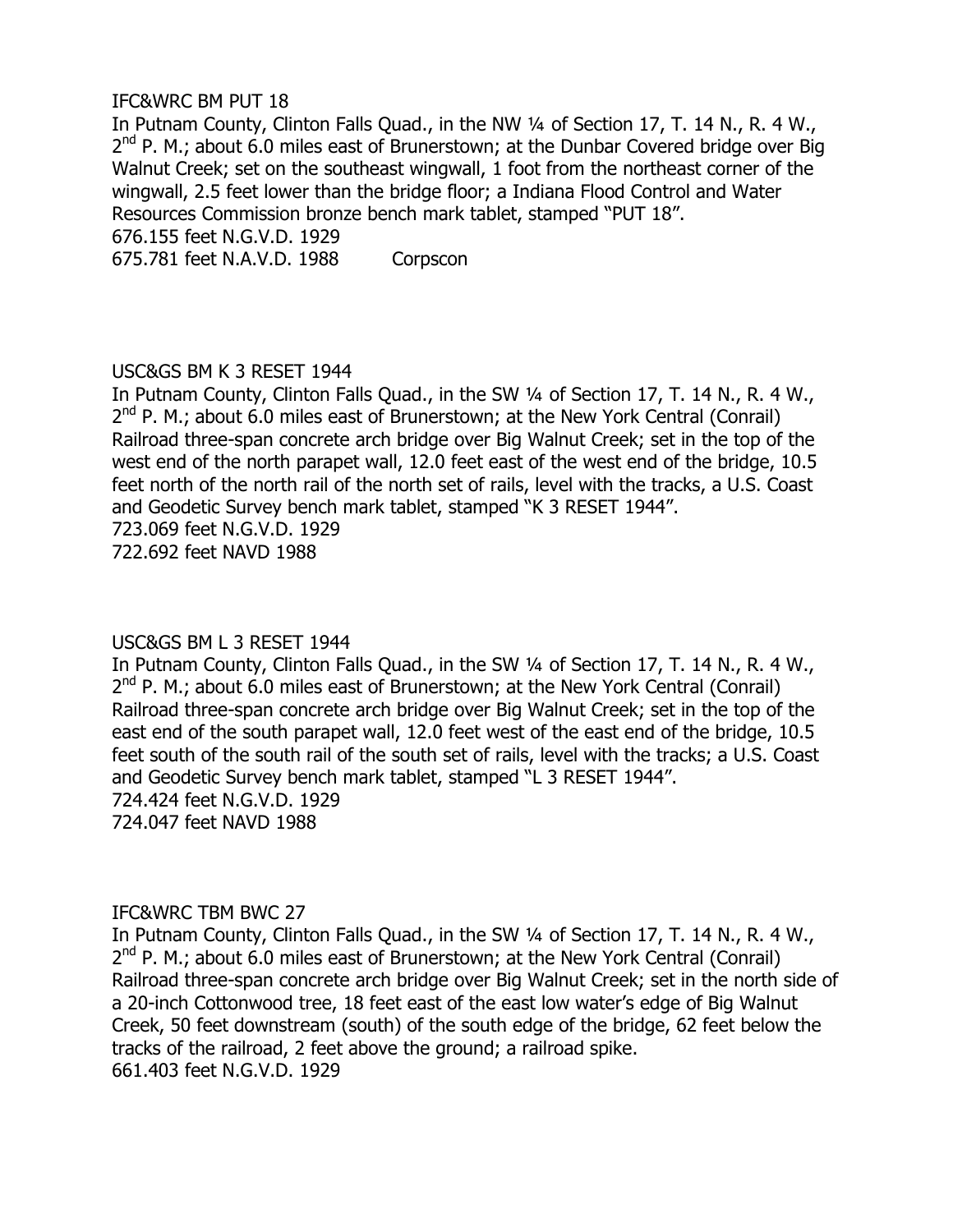IFC&WRC BM PUT 18

In Putnam County, Clinton Falls Quad., in the NW ¼ of Section 17, T. 14 N., R. 4 W., 2nd P. M.; about 6.0 miles east of Brunerstown; at the Dunbar Covered bridge over Big Walnut Creek; set on the southeast wingwall, 1 foot from the northeast corner of the wingwall, 2.5 feet lower than the bridge floor; a Indiana Flood Control and Water Resources Commission bronze bench mark tablet, stamped "PUT 18".

676.155 feet N.G.V.D. 1929

675.781 feet N.A.V.D. 1988 Corpscon

USC&GS BM K 3 RESET 1944

In Putnam County, Clinton Falls Quad., in the SW ¼ of Section 17, T. 14 N., R. 4 W., 2nd P. M.; about 6.0 miles east of Brunerstown; at the New York Central (Conrail) Railroad three-span concrete arch bridge over Big Walnut Creek; set in the top of the west end of the north parapet wall, 12.0 feet east of the west end of the bridge, 10.5 feet north of the north rail of the north set of rails, level with the tracks, a U.S. Coast and Geodetic Survey bench mark tablet, stamped "K 3 RESET 1944".

723.069 feet N.G.V.D. 1929

722.692 feet NAVD 1988

USC&GS BM L 3 RESET 1944

In Putnam County, Clinton Falls Quad., in the SW ¼ of Section 17, T. 14 N., R. 4 W., 2nd P. M.; about 6.0 miles east of Brunerstown; at the New York Central (Conrail) Railroad three-span concrete arch bridge over Big Walnut Creek; set in the top of the east end of the south parapet wall, 12.0 feet west of the east end of the bridge, 10.5 feet south of the south rail of the south set of rails, level with the tracks; a U.S. Coast and Geodetic Survey bench mark tablet, stamped "L 3 RESET 1944".

724.424 feet N.G.V.D. 1929

724.047 feet NAVD 1988

IFC&WRC TBM BWC 27

In Putnam County, Clinton Falls Quad., in the SW ¼ of Section 17, T. 14 N., R. 4 W., 2nd P. M.; about 6.0 miles east of Brunerstown; at the New York Central (Conrail) Railroad three-span concrete arch bridge over Big Walnut Creek; set in the north side of a 20-inch Cottonwood tree, 18 feet east of the east low water's edge of Big Walnut Creek, 50 feet downstream (south) of the south edge of the bridge, 62 feet below the tracks of the railroad, 2 feet above the ground; a railroad spike.

661.403 feet N.G.V.D. 1929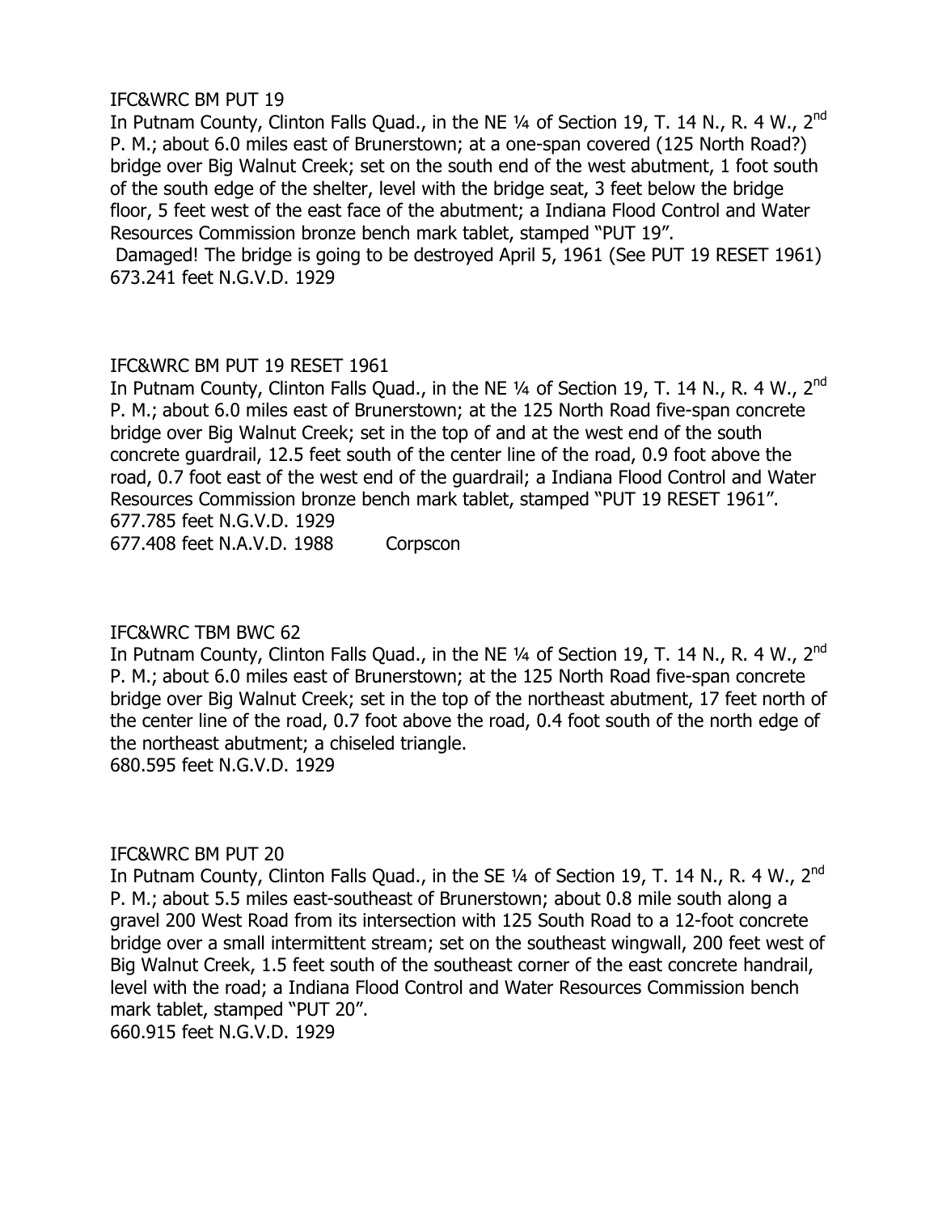IFC&WRC BM PUT 19

In Putnam County, Clinton Falls Quad., in the NE ¼ of Section 19, T. 14 N., R. 4 W., 2nd P. M.; about 6.0 miles east of Brunerstown; at a one-span covered (125 North Road?) bridge over Big Walnut Creek; set on the south end of the west abutment, 1 foot south of the south edge of the shelter, level with the bridge seat, 3 feet below the bridge floor, 5 feet west of the east face of the abutment; a Indiana Flood Control and Water Resources Commission bronze bench mark tablet, stamped "PUT 19".

Damaged! The bridge is going to be destroyed April 5, 1961 (See PUT 19 RESET 1961)

673.241 feet N.G.V.D. 1929

IFC&WRC BM PUT 19 RESET 1961

In Putnam County, Clinton Falls Quad., in the NE ¼ of Section 19, T. 14 N., R. 4 W., 2nd P. M.; about 6.0 miles east of Brunerstown; at the 125 North Road five-span concrete bridge over Big Walnut Creek; set in the top of and at the west end of the south concrete guardrail, 12.5 feet south of the center line of the road, 0.9 foot above the road, 0.7 foot east of the west end of the guardrail; a Indiana Flood Control and Water Resources Commission bronze bench mark tablet, stamped "PUT 19 RESET 1961".

677.785 feet N.G.V.D. 1929

677.408 feet N.A.V.D. 1988 Corpscon

IFC&WRC TBM BWC 62

In Putnam County, Clinton Falls Quad., in the NE ¼ of Section 19, T. 14 N., R. 4 W., 2nd P. M.; about 6.0 miles east of Brunerstown; at the 125 North Road five-span concrete bridge over Big Walnut Creek; set in the top of the northeast abutment, 17 feet north of the center line of the road, 0.7 foot above the road, 0.4 foot south of the north edge of the northeast abutment; a chiseled triangle.

680.595 feet N.G.V.D. 1929

IFC&WRC BM PUT 20

In Putnam County, Clinton Falls Quad., in the SE ¼ of Section 19, T. 14 N., R. 4 W., 2nd P. M.; about 5.5 miles east-southeast of Brunerstown; about 0.8 mile south along a gravel 200 West Road from its intersection with 125 South Road to a 12-foot concrete bridge over a small intermittent stream; set on the southeast wingwall, 200 feet west of Big Walnut Creek, 1.5 feet south of the southeast corner of the east concrete handrail, level with the road; a Indiana Flood Control and Water Resources Commission bench mark tablet, stamped "PUT 20".

660.915 feet N.G.V.D. 1929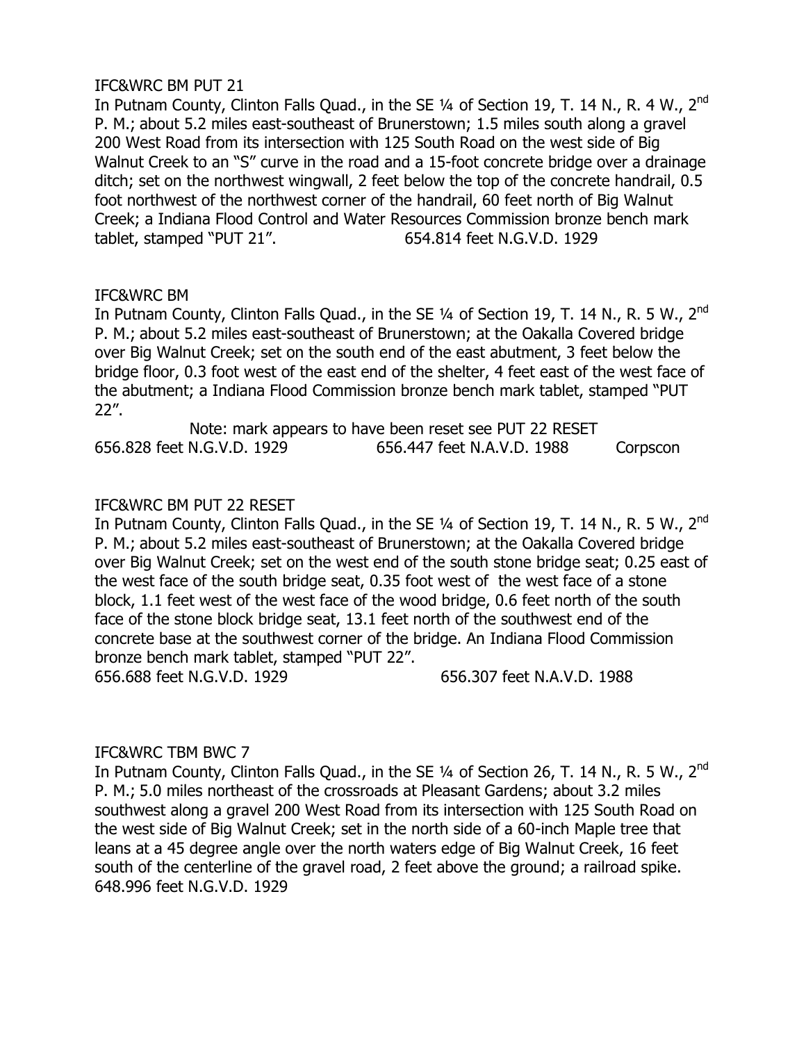IFC&WRC BM PUT 21

In Putnam County, Clinton Falls Quad., in the SE ¼ of Section 19, T. 14 N., R. 4 W., 2nd P. M.; about 5.2 miles east-southeast of Brunerstown; 1.5 miles south along a gravel 200 West Road from its intersection with 125 South Road on the west side of Big Walnut Creek to an "S" curve in the road and a 15-foot concrete bridge over a drainage ditch; set on the northwest wingwall, 2 feet below the top of the concrete handrail, 0.5 foot northwest of the northwest corner of the handrail, 60 feet north of Big Walnut Creek; a Indiana Flood Control and Water Resources Commission bronze bench mark tablet, stamped "PUT 21". 654.814 feet N.G.V.D. 1929

IFC&WRC BM

In Putnam County, Clinton Falls Quad., in the SE ¼ of Section 19, T. 14 N., R. 5 W., 2nd P. M.; about 5.2 miles east-southeast of Brunerstown; at the Oakalla Covered bridge over Big Walnut Creek; set on the south end of the east abutment, 3 feet below the bridge floor, 0.3 foot west of the east end of the shelter, 4 feet east of the west face of the abutment; a Indiana Flood Commission bronze bench mark tablet, stamped "PUT 22".

Note: mark appears to have been reset see PUT 22 RESET

656.828 feet N.G.V.D. 1929 656.447 feet N.A.V.D. 1988 Corpscon

IFC&WRC BM PUT 22 RESET

In Putnam County, Clinton Falls Quad., in the SE ¼ of Section 19, T. 14 N., R. 5 W., 2nd P. M.; about 5.2 miles east-southeast of Brunerstown; at the Oakalla Covered bridge over Big Walnut Creek; set on the west end of the south stone bridge seat; 0.25 east of the west face of the south bridge seat, 0.35 foot west of the west face of a stone block, 1.1 feet west of the west face of the wood bridge, 0.6 feet north of the south face of the stone block bridge seat, 13.1 feet north of the southwest end of the concrete base at the southwest corner of the bridge. An Indiana Flood Commission bronze bench mark tablet, stamped "PUT 22".

656.688 feet N.G.V.D. 1929 656.307 feet N.A.V.D. 1988

IFC&WRC TBM BWC 7

In Putnam County, Clinton Falls Quad., in the SE ¼ of Section 26, T. 14 N., R. 5 W., 2nd P. M.; 5.0 miles northeast of the crossroads at Pleasant Gardens; about 3.2 miles southwest along a gravel 200 West Road from its intersection with 125 South Road on the west side of Big Walnut Creek; set in the north side of a 60-inch Maple tree that leans at a 45 degree angle over the north waters edge of Big Walnut Creek, 16 feet south of the centerline of the gravel road, 2 feet above the ground; a railroad spike.

648.996 feet N.G.V.D. 1929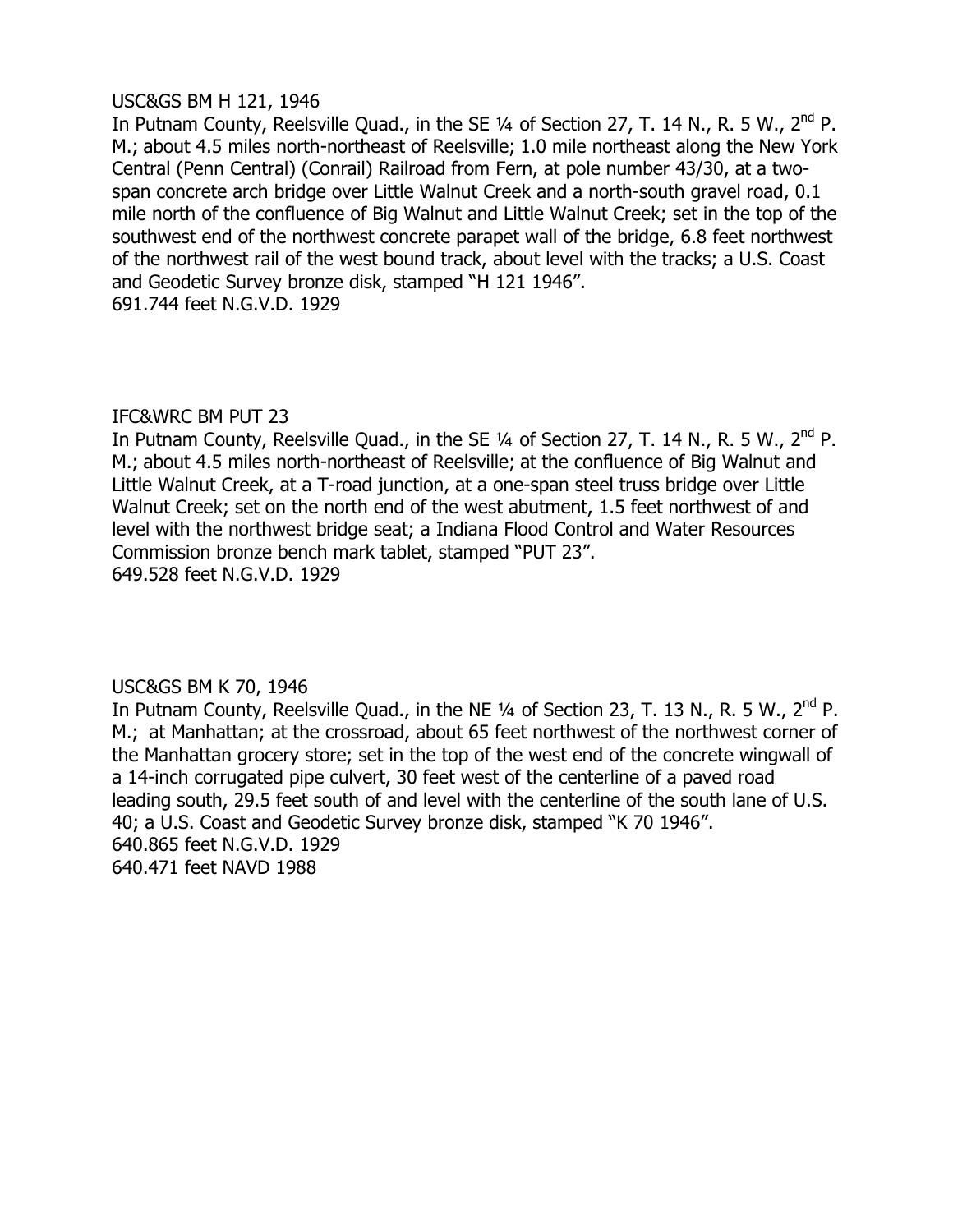USC&GS BM H 121, 1946

In Putnam County, Reelsville Quad., in the SE ¼ of Section 27, T. 14 N., R. 5 W., 2nd P. M.; about 4.5 miles north-northeast of Reelsville; 1.0 mile northeast along the New York Central (Penn Central) (Conrail) Railroad from Fern, at pole number 43/30, at a two-span concrete arch bridge over Little Walnut Creek and a north-south gravel road, 0.1 mile north of the confluence of Big Walnut and Little Walnut Creek; set in the top of the southwest end of the northwest concrete parapet wall of the bridge, 6.8 feet northwest of the northwest rail of the west bound track, about level with the tracks; a U.S. Coast and Geodetic Survey bronze disk, stamped "H 121 1946".
691.744 feet N.G.V.D. 1929

IFC&WRC BM PUT 23

In Putnam County, Reelsville Quad., in the SE ¼ of Section 27, T. 14 N., R. 5 W., 2nd P. M.; about 4.5 miles north-northeast of Reelsville; at the confluence of Big Walnut and Little Walnut Creek, at a T-road junction, at a one-span steel truss bridge over Little Walnut Creek; set on the north end of the west abutment, 1.5 feet northwest of and level with the northwest bridge seat; a Indiana Flood Control and Water Resources Commission bronze bench mark tablet, stamped "PUT 23".
649.528 feet N.G.V.D. 1929

USC&GS BM K 70, 1946

In Putnam County, Reelsville Quad., in the NE ¼ of Section 23, T. 13 N., R. 5 W., 2nd P. M.; at Manhattan; at the crossroad, about 65 feet northwest of the northwest corner of the Manhattan grocery store; set in the top of the west end of the concrete wingwall of a 14-inch corrugated pipe culvert, 30 feet west of the centerline of a paved road leading south, 29.5 feet south of and level with the centerline of the south lane of U.S. 40; a U.S. Coast and Geodetic Survey bronze disk, stamped "K 70 1946".
640.865 feet N.G.V.D. 1929
640.471 feet NAVD 1988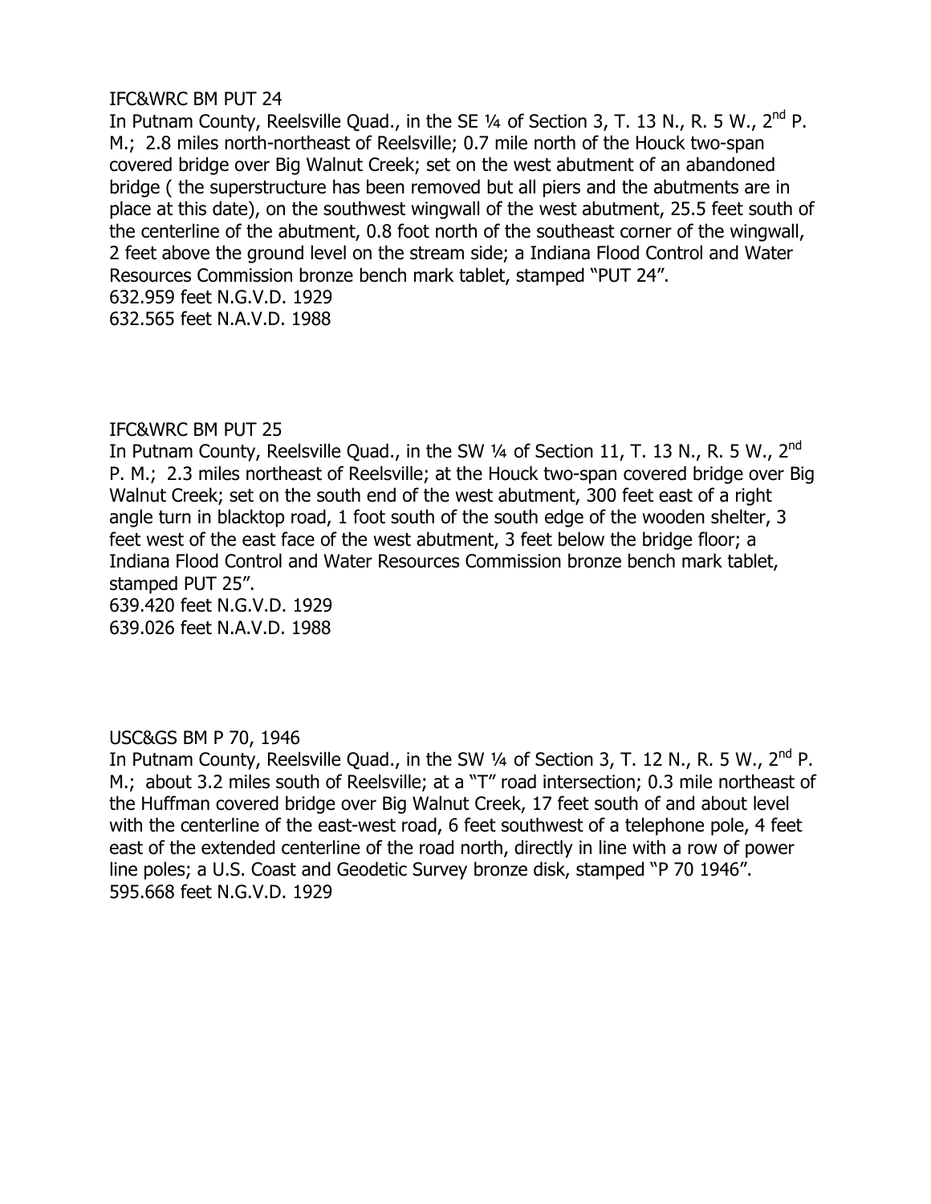IFC&WRC BM PUT 24

In Putnam County, Reelsville Quad., in the SE ¼ of Section 3, T. 13 N., R. 5 W., 2nd P. M.; 2.8 miles north-northeast of Reelsville; 0.7 mile north of the Houck two-span covered bridge over Big Walnut Creek; set on the west abutment of an abandoned bridge ( the superstructure has been removed but all piers and the abutments are in place at this date), on the southwest wingwall of the west abutment, 25.5 feet south of the centerline of the abutment, 0.8 foot north of the southeast corner of the wingwall, 2 feet above the ground level on the stream side; a Indiana Flood Control and Water Resources Commission bronze bench mark tablet, stamped "PUT 24".

632.959 feet N.G.V.D. 1929

632.565 feet N.A.V.D. 1988

IFC&WRC BM PUT 25

In Putnam County, Reelsville Quad., in the SW ¼ of Section 11, T. 13 N., R. 5 W., 2nd P. M.; 2.3 miles northeast of Reelsville; at the Houck two-span covered bridge over Big Walnut Creek; set on the south end of the west abutment, 300 feet east of a right angle turn in blacktop road, 1 foot south of the south edge of the wooden shelter, 3 feet west of the east face of the west abutment, 3 feet below the bridge floor; a Indiana Flood Control and Water Resources Commission bronze bench mark tablet, stamped PUT 25".

639.420 feet N.G.V.D. 1929

639.026 feet N.A.V.D. 1988

USC&GS BM P 70, 1946

In Putnam County, Reelsville Quad., in the SW ¼ of Section 3, T. 12 N., R. 5 W., 2nd P. M.; about 3.2 miles south of Reelsville; at a "T" road intersection; 0.3 mile northeast of the Huffman covered bridge over Big Walnut Creek, 17 feet south of and about level with the centerline of the east-west road, 6 feet southwest of a telephone pole, 4 feet east of the extended centerline of the road north, directly in line with a row of power line poles; a U.S. Coast and Geodetic Survey bronze disk, stamped "P 70 1946".

595.668 feet N.G.V.D. 1929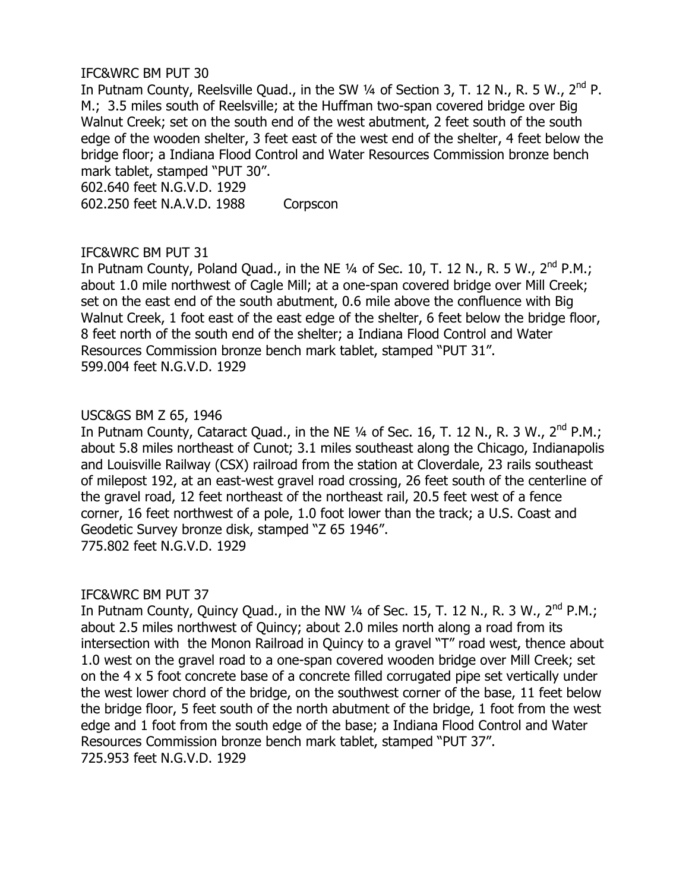IFC&WRC BM PUT 30

In Putnam County, Reelsville Quad., in the SW ¼ of Section 3, T. 12 N., R. 5 W., 2nd P. M.; 3.5 miles south of Reelsville; at the Huffman two-span covered bridge over Big Walnut Creek; set on the south end of the west abutment, 2 feet south of the south edge of the wooden shelter, 3 feet east of the west end of the shelter, 4 feet below the bridge floor; a Indiana Flood Control and Water Resources Commission bronze bench mark tablet, stamped "PUT 30".

602.640 feet N.G.V.D. 1929

602.250 feet N.A.V.D. 1988 Corpscon

IFC&WRC BM PUT 31

In Putnam County, Poland Quad., in the NE ¼ of Sec. 10, T. 12 N., R. 5 W., 2nd P.M.; about 1.0 mile northwest of Cagle Mill; at a one-span covered bridge over Mill Creek; set on the east end of the south abutment, 0.6 mile above the confluence with Big Walnut Creek, 1 foot east of the east edge of the shelter, 6 feet below the bridge floor, 8 feet north of the south end of the shelter; a Indiana Flood Control and Water Resources Commission bronze bench mark tablet, stamped "PUT 31".

599.004 feet N.G.V.D. 1929

USC&GS BM Z 65, 1946

In Putnam County, Cataract Quad., in the NE ¼ of Sec. 16, T. 12 N., R. 3 W., 2nd P.M.; about 5.8 miles northeast of Cunot; 3.1 miles southeast along the Chicago, Indianapolis and Louisville Railway (CSX) railroad from the station at Cloverdale, 23 rails southeast of milepost 192, at an east-west gravel road crossing, 26 feet south of the centerline of the gravel road, 12 feet northeast of the northeast rail, 20.5 feet west of a fence corner, 16 feet northwest of a pole, 1.0 foot lower than the track; a U.S. Coast and Geodetic Survey bronze disk, stamped "Z 65 1946".

775.802 feet N.G.V.D. 1929

IFC&WRC BM PUT 37

In Putnam County, Quincy Quad., in the NW ¼ of Sec. 15, T. 12 N., R. 3 W., 2nd P.M.; about 2.5 miles northwest of Quincy; about 2.0 miles north along a road from its intersection with the Monon Railroad in Quincy to a gravel "T" road west, thence about 1.0 west on the gravel road to a one-span covered wooden bridge over Mill Creek; set on the 4 x 5 foot concrete base of a concrete filled corrugated pipe set vertically under the west lower chord of the bridge, on the southwest corner of the base, 11 feet below the bridge floor, 5 feet south of the north abutment of the bridge, 1 foot from the west edge and 1 foot from the south edge of the base; a Indiana Flood Control and Water Resources Commission bronze bench mark tablet, stamped "PUT 37".

725.953 feet N.G.V.D. 1929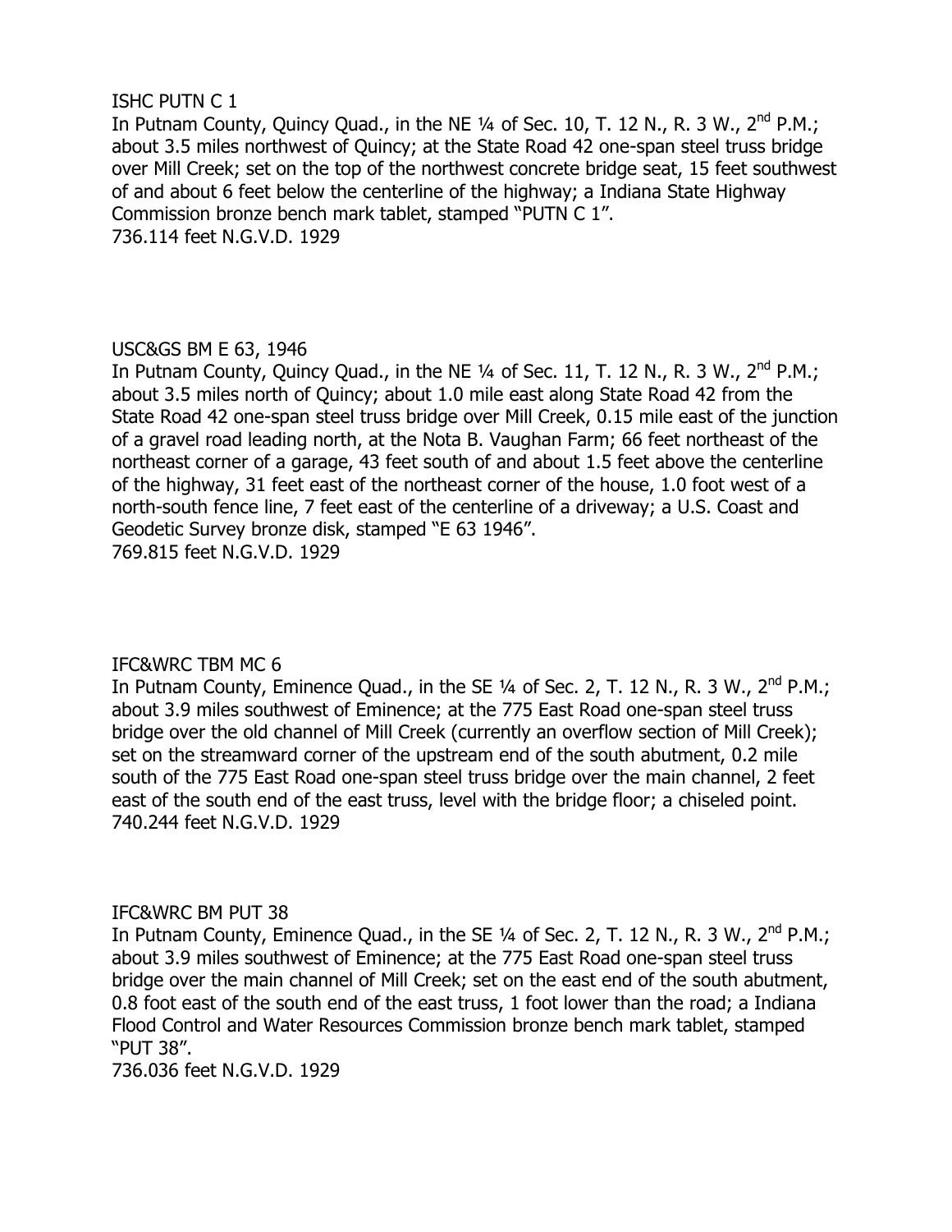ISHC PUTN C 1

In Putnam County, Quincy Quad., in the NE ¼ of Sec. 10, T. 12 N., R. 3 W., 2nd P.M.; about 3.5 miles northwest of Quincy; at the State Road 42 one-span steel truss bridge over Mill Creek; set on the top of the northwest concrete bridge seat, 15 feet southwest of and about 6 feet below the centerline of the highway; a Indiana State Highway Commission bronze bench mark tablet, stamped "PUTN C 1".

736.114 feet N.G.V.D. 1929

USC&GS BM E 63, 1946

In Putnam County, Quincy Quad., in the NE ¼ of Sec. 11, T. 12 N., R. 3 W., 2nd P.M.; about 3.5 miles north of Quincy; about 1.0 mile east along State Road 42 from the State Road 42 one-span steel truss bridge over Mill Creek, 0.15 mile east of the junction of a gravel road leading north, at the Nota B. Vaughan Farm; 66 feet northeast of the northeast corner of a garage, 43 feet south of and about 1.5 feet above the centerline of the highway, 31 feet east of the northeast corner of the house, 1.0 foot west of a north-south fence line, 7 feet east of the centerline of a driveway; a U.S. Coast and Geodetic Survey bronze disk, stamped "E 63 1946".

769.815 feet N.G.V.D. 1929

IFC&WRC TBM MC 6

In Putnam County, Eminence Quad., in the SE ¼ of Sec. 2, T. 12 N., R. 3 W., 2nd P.M.; about 3.9 miles southwest of Eminence; at the 775 East Road one-span steel truss bridge over the old channel of Mill Creek (currently an overflow section of Mill Creek); set on the streamward corner of the upstream end of the south abutment, 0.2 mile south of the 775 East Road one-span steel truss bridge over the main channel, 2 feet east of the south end of the east truss, level with the bridge floor; a chiseled point.

740.244 feet N.G.V.D. 1929

IFC&WRC BM PUT 38

In Putnam County, Eminence Quad., in the SE ¼ of Sec. 2, T. 12 N., R. 3 W., 2nd P.M.; about 3.9 miles southwest of Eminence; at the 775 East Road one-span steel truss bridge over the main channel of Mill Creek; set on the east end of the south abutment, 0.8 foot east of the south end of the east truss, 1 foot lower than the road; a Indiana Flood Control and Water Resources Commission bronze bench mark tablet, stamped "PUT 38".

736.036 feet N.G.V.D. 1929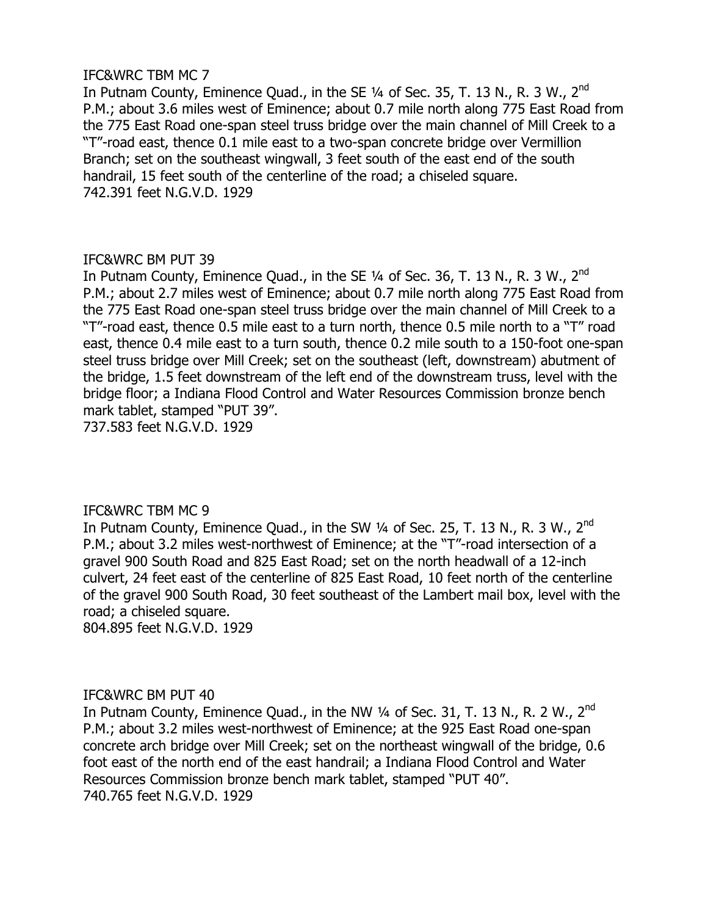IFC&WRC TBM MC 7

In Putnam County, Eminence Quad., in the SE ¼ of Sec. 35, T. 13 N., R. 3 W., 2nd P.M.; about 3.6 miles west of Eminence; about 0.7 mile north along 775 East Road from the 775 East Road one-span steel truss bridge over the main channel of Mill Creek to a "T"-road east, thence 0.1 mile east to a two-span concrete bridge over Vermillion Branch; set on the southeast wingwall, 3 feet south of the east end of the south handrail, 15 feet south of the centerline of the road; a chiseled square.

742.391 feet N.G.V.D. 1929

IFC&WRC BM PUT 39

In Putnam County, Eminence Quad., in the SE ¼ of Sec. 36, T. 13 N., R. 3 W., 2nd P.M.; about 2.7 miles west of Eminence; about 0.7 mile north along 775 East Road from the 775 East Road one-span steel truss bridge over the main channel of Mill Creek to a "T"-road east, thence 0.5 mile east to a turn north, thence 0.5 mile north to a "T" road east, thence 0.4 mile east to a turn south, thence 0.2 mile south to a 150-foot one-span steel truss bridge over Mill Creek; set on the southeast (left, downstream) abutment of the bridge, 1.5 feet downstream of the left end of the downstream truss, level with the bridge floor; a Indiana Flood Control and Water Resources Commission bronze bench mark tablet, stamped "PUT 39".

737.583 feet N.G.V.D. 1929

IFC&WRC TBM MC 9

In Putnam County, Eminence Quad., in the SW ¼ of Sec. 25, T. 13 N., R. 3 W., 2nd P.M.; about 3.2 miles west-northwest of Eminence; at the "T"-road intersection of a gravel 900 South Road and 825 East Road; set on the north headwall of a 12-inch culvert, 24 feet east of the centerline of 825 East Road, 10 feet north of the centerline of the gravel 900 South Road, 30 feet southeast of the Lambert mail box, level with the road; a chiseled square.

804.895 feet N.G.V.D. 1929

IFC&WRC BM PUT 40

In Putnam County, Eminence Quad., in the NW ¼ of Sec. 31, T. 13 N., R. 2 W., 2nd P.M.; about 3.2 miles west-northwest of Eminence; at the 925 East Road one-span concrete arch bridge over Mill Creek; set on the northeast wingwall of the bridge, 0.6 foot east of the north end of the east handrail; a Indiana Flood Control and Water Resources Commission bronze bench mark tablet, stamped "PUT 40".

740.765 feet N.G.V.D. 1929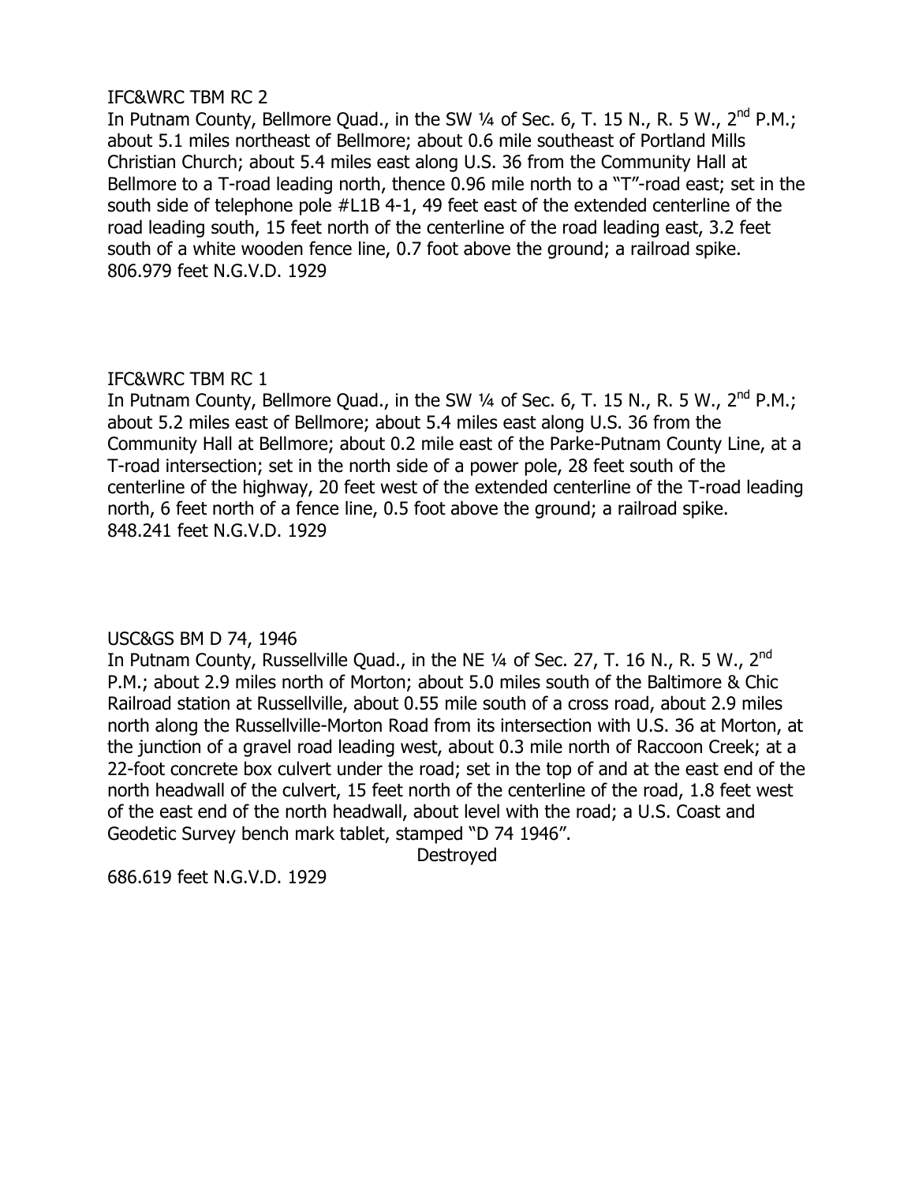IFC&WRC TBM RC 2
In Putnam County, Bellmore Quad., in the SW ¼ of Sec. 6, T. 15 N., R. 5 W., 2nd P.M.; about 5.1 miles northeast of Bellmore; about 0.6 mile southeast of Portland Mills Christian Church; about 5.4 miles east along U.S. 36 from the Community Hall at Bellmore to a T-road leading north, thence 0.96 mile north to a "T"-road east; set in the south side of telephone pole #L1B 4-1, 49 feet east of the extended centerline of the road leading south, 15 feet north of the centerline of the road leading east, 3.2 feet south of a white wooden fence line, 0.7 foot above the ground; a railroad spike.
806.979 feet N.G.V.D. 1929

IFC&WRC TBM RC 1
In Putnam County, Bellmore Quad., in the SW ¼ of Sec. 6, T. 15 N., R. 5 W., 2nd P.M.; about 5.2 miles east of Bellmore; about 5.4 miles east along U.S. 36 from the Community Hall at Bellmore; about 0.2 mile east of the Parke-Putnam County Line, at a T-road intersection; set in the north side of a power pole, 28 feet south of the centerline of the highway, 20 feet west of the extended centerline of the T-road leading north, 6 feet north of a fence line, 0.5 foot above the ground; a railroad spike.
848.241 feet N.G.V.D. 1929

USC&GS BM D 74, 1946
In Putnam County, Russellville Quad., in the NE ¼ of Sec. 27, T. 16 N., R. 5 W., 2nd P.M.; about 2.9 miles north of Morton; about 5.0 miles south of the Baltimore & Chic Railroad station at Russellville, about 0.55 mile south of a cross road, about 2.9 miles north along the Russellville-Morton Road from its intersection with U.S. 36 at Morton, at the junction of a gravel road leading west, about 0.3 mile north of Raccoon Creek; at a 22-foot concrete box culvert under the road; set in the top of and at the east end of the north headwall of the culvert, 15 feet north of the centerline of the road, 1.8 feet west of the east end of the north headwall, about level with the road; a U.S. Coast and Geodetic Survey bench mark tablet, stamped "D 74 1946".
Destroyed
686.619 feet N.G.V.D. 1929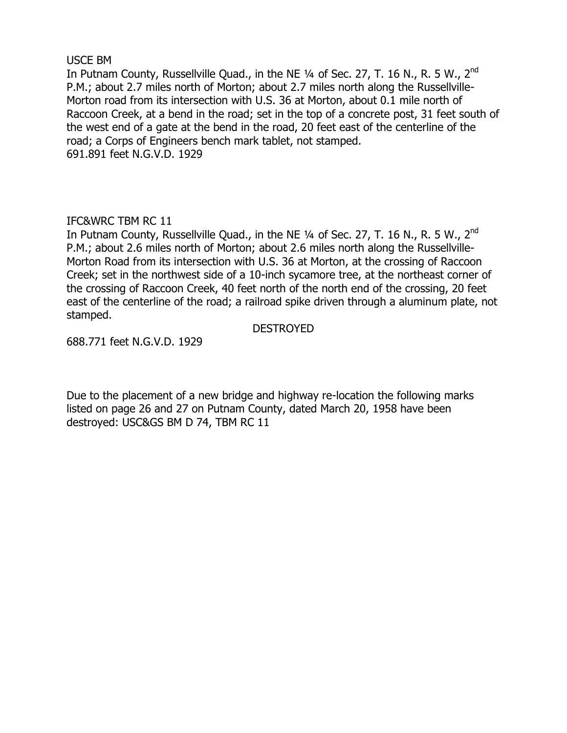USCE BM

In Putnam County, Russellville Quad., in the NE ¼ of Sec. 27, T. 16 N., R. 5 W., 2nd P.M.; about 2.7 miles north of Morton; about 2.7 miles north along the Russellville-Morton road from its intersection with U.S. 36 at Morton, about 0.1 mile north of Raccoon Creek, at a bend in the road; set in the top of a concrete post, 31 feet south of the west end of a gate at the bend in the road, 20 feet east of the centerline of the road; a Corps of Engineers bench mark tablet, not stamped.

691.891 feet N.G.V.D. 1929

IFC&WRC TBM RC 11

In Putnam County, Russellville Quad., in the NE ¼ of Sec. 27, T. 16 N., R. 5 W., 2nd P.M.; about 2.6 miles north of Morton; about 2.6 miles north along the Russellville-Morton Road from its intersection with U.S. 36 at Morton, at the crossing of Raccoon Creek; set in the northwest side of a 10-inch sycamore tree, at the northeast corner of the crossing of Raccoon Creek, 40 feet north of the north end of the crossing, 20 feet east of the centerline of the road; a railroad spike driven through a aluminum plate, not stamped.

DESTROYED

688.771 feet N.G.V.D. 1929

Due to the placement of a new bridge and highway re-location the following marks listed on page 26 and 27 on Putnam County, dated March 20, 1958 have been destroyed: USC&GS BM D 74, TBM RC 11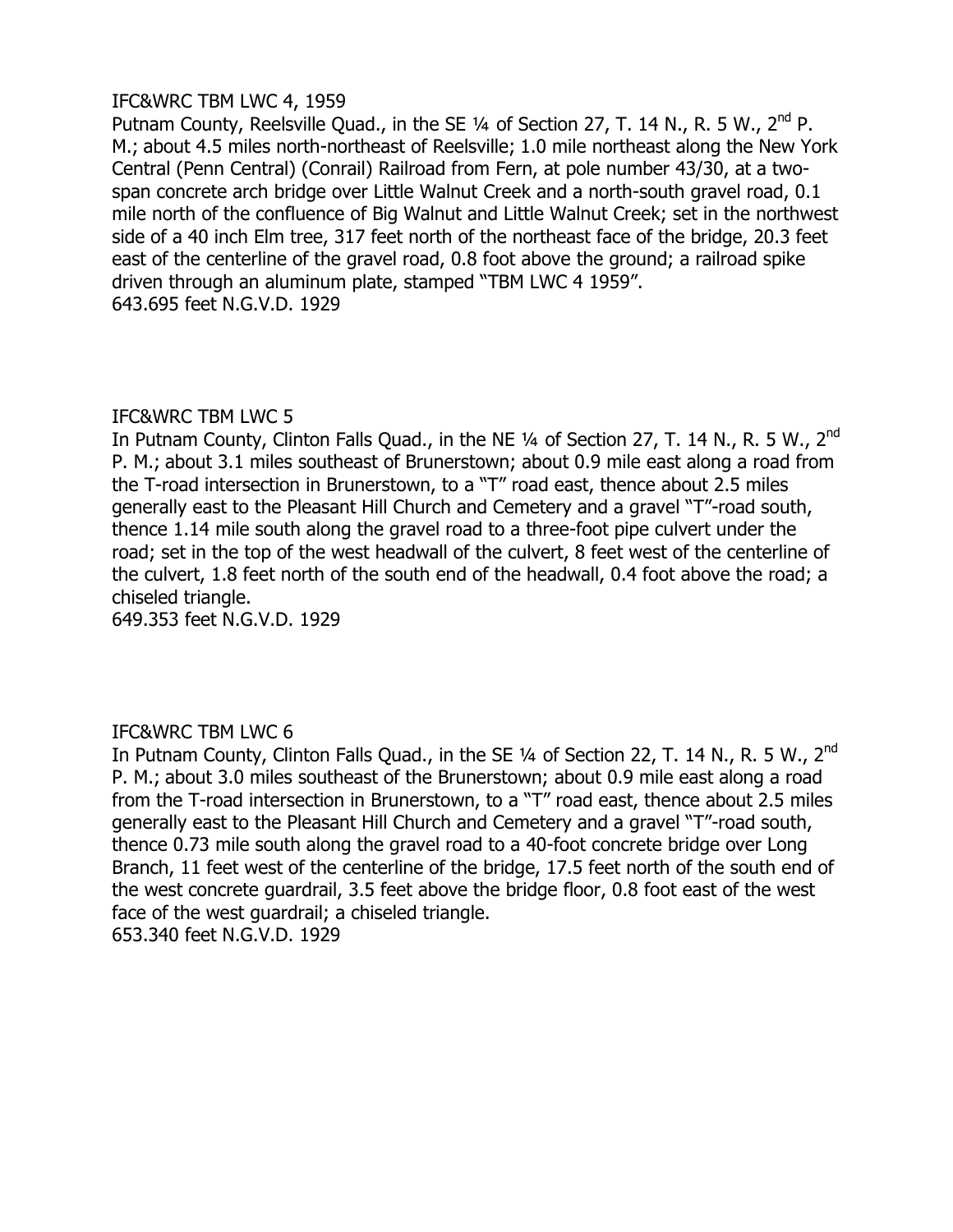IFC&WRC TBM LWC 4, 1959

Putnam County, Reelsville Quad., in the SE ¼ of Section 27, T. 14 N., R. 5 W., 2nd P. M.; about 4.5 miles north-northeast of Reelsville; 1.0 mile northeast along the New York Central (Penn Central) (Conrail) Railroad from Fern, at pole number 43/30, at a two-span concrete arch bridge over Little Walnut Creek and a north-south gravel road, 0.1 mile north of the confluence of Big Walnut and Little Walnut Creek; set in the northwest side of a 40 inch Elm tree, 317 feet north of the northeast face of the bridge, 20.3 feet east of the centerline of the gravel road, 0.8 foot above the ground; a railroad spike driven through an aluminum plate, stamped "TBM LWC 4 1959".

643.695 feet N.G.V.D. 1929

IFC&WRC TBM LWC 5

In Putnam County, Clinton Falls Quad., in the NE ¼ of Section 27, T. 14 N., R. 5 W., 2nd P. M.; about 3.1 miles southeast of Brunerstown; about 0.9 mile east along a road from the T-road intersection in Brunerstown, to a "T" road east, thence about 2.5 miles generally east to the Pleasant Hill Church and Cemetery and a gravel "T"-road south, thence 1.14 mile south along the gravel road to a three-foot pipe culvert under the road; set in the top of the west headwall of the culvert, 8 feet west of the centerline of the culvert, 1.8 feet north of the south end of the headwall, 0.4 foot above the road; a chiseled triangle.

649.353 feet N.G.V.D. 1929

IFC&WRC TBM LWC 6

In Putnam County, Clinton Falls Quad., in the SE ¼ of Section 22, T. 14 N., R. 5 W., 2nd P. M.; about 3.0 miles southeast of the Brunerstown; about 0.9 mile east along a road from the T-road intersection in Brunerstown, to a "T" road east, thence about 2.5 miles generally east to the Pleasant Hill Church and Cemetery and a gravel "T"-road south, thence 0.73 mile south along the gravel road to a 40-foot concrete bridge over Long Branch, 11 feet west of the centerline of the bridge, 17.5 feet north of the south end of the west concrete guardrail, 3.5 feet above the bridge floor, 0.8 foot east of the west face of the west guardrail; a chiseled triangle.

653.340 feet N.G.V.D. 1929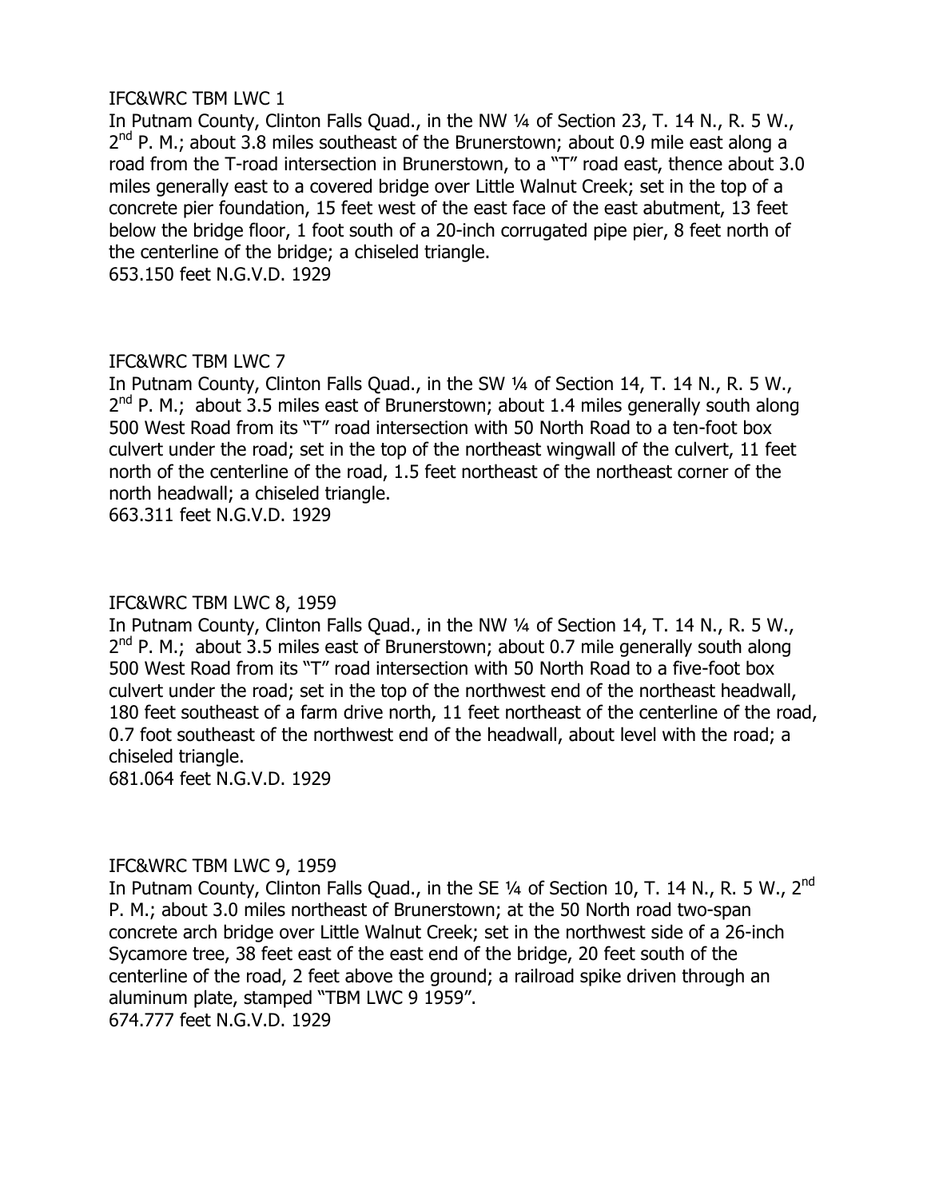IFC&WRC TBM LWC 1

In Putnam County, Clinton Falls Quad., in the NW ¼ of Section 23, T. 14 N., R. 5 W., 2nd P. M.; about 3.8 miles southeast of the Brunerstown; about 0.9 mile east along a road from the T-road intersection in Brunerstown, to a "T" road east, thence about 3.0 miles generally east to a covered bridge over Little Walnut Creek; set in the top of a concrete pier foundation, 15 feet west of the east face of the east abutment, 13 feet below the bridge floor, 1 foot south of a 20-inch corrugated pipe pier, 8 feet north of the centerline of the bridge; a chiseled triangle.

653.150 feet N.G.V.D. 1929

IFC&WRC TBM LWC 7

In Putnam County, Clinton Falls Quad., in the SW ¼ of Section 14, T. 14 N., R. 5 W., 2nd P. M.; about 3.5 miles east of Brunerstown; about 1.4 miles generally south along 500 West Road from its "T" road intersection with 50 North Road to a ten-foot box culvert under the road; set in the top of the northeast wingwall of the culvert, 11 feet north of the centerline of the road, 1.5 feet northeast of the northeast corner of the north headwall; a chiseled triangle.

663.311 feet N.G.V.D. 1929

IFC&WRC TBM LWC 8, 1959

In Putnam County, Clinton Falls Quad., in the NW ¼ of Section 14, T. 14 N., R. 5 W., 2nd P. M.; about 3.5 miles east of Brunerstown; about 0.7 mile generally south along 500 West Road from its "T" road intersection with 50 North Road to a five-foot box culvert under the road; set in the top of the northwest end of the northeast headwall, 180 feet southeast of a farm drive north, 11 feet northeast of the centerline of the road, 0.7 foot southeast of the northwest end of the headwall, about level with the road; a chiseled triangle.

681.064 feet N.G.V.D. 1929

IFC&WRC TBM LWC 9, 1959

In Putnam County, Clinton Falls Quad., in the SE ¼ of Section 10, T. 14 N., R. 5 W., 2nd P. M.; about 3.0 miles northeast of Brunerstown; at the 50 North road two-span concrete arch bridge over Little Walnut Creek; set in the northwest side of a 26-inch Sycamore tree, 38 feet east of the east end of the bridge, 20 feet south of the centerline of the road, 2 feet above the ground; a railroad spike driven through an aluminum plate, stamped "TBM LWC 9 1959".

674.777 feet N.G.V.D. 1929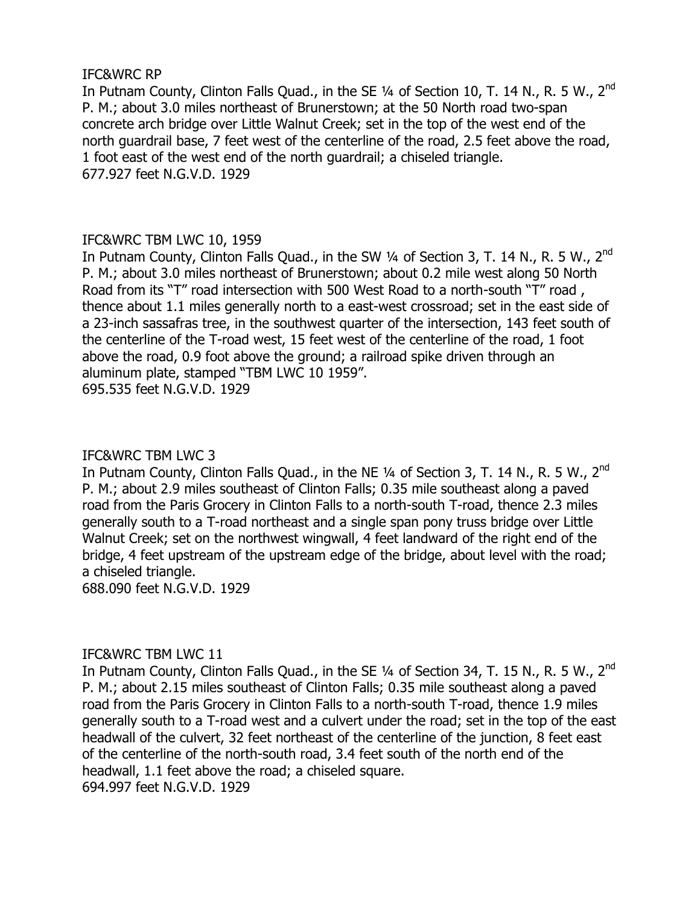IFC&WRC RP

In Putnam County, Clinton Falls Quad., in the SE ¼ of Section 10, T. 14 N., R. 5 W., 2nd P. M.; about 3.0 miles northeast of Brunerstown; at the 50 North road two-span concrete arch bridge over Little Walnut Creek; set in the top of the west end of the north guardrail base, 7 feet west of the centerline of the road, 2.5 feet above the road, 1 foot east of the west end of the north guardrail; a chiseled triangle.
677.927 feet N.G.V.D. 1929

IFC&WRC TBM LWC 10, 1959

In Putnam County, Clinton Falls Quad., in the SW ¼ of Section 3, T. 14 N., R. 5 W., 2nd P. M.; about 3.0 miles northeast of Brunerstown; about 0.2 mile west along 50 North Road from its "T" road intersection with 500 West Road to a north-south "T" road , thence about 1.1 miles generally north to a east-west crossroad; set in the east side of a 23-inch sassafras tree, in the southwest quarter of the intersection, 143 feet south of the centerline of the T-road west, 15 feet west of the centerline of the road, 1 foot above the road, 0.9 foot above the ground; a railroad spike driven through an aluminum plate, stamped "TBM LWC 10 1959".
695.535 feet N.G.V.D. 1929

IFC&WRC TBM LWC 3

In Putnam County, Clinton Falls Quad., in the NE ¼ of Section 3, T. 14 N., R. 5 W., 2nd P. M.; about 2.9 miles southeast of Clinton Falls; 0.35 mile southeast along a paved road from the Paris Grocery in Clinton Falls to a north-south T-road, thence 2.3 miles generally south to a T-road northeast and a single span pony truss bridge over Little Walnut Creek; set on the northwest wingwall, 4 feet landward of the right end of the bridge, 4 feet upstream of the upstream edge of the bridge, about level with the road; a chiseled triangle.
688.090 feet N.G.V.D. 1929

IFC&WRC TBM LWC 11

In Putnam County, Clinton Falls Quad., in the SE ¼ of Section 34, T. 15 N., R. 5 W., 2nd P. M.; about 2.15 miles southeast of Clinton Falls; 0.35 mile southeast along a paved road from the Paris Grocery in Clinton Falls to a north-south T-road, thence 1.9 miles generally south to a T-road west and a culvert under the road; set in the top of the east headwall of the culvert, 32 feet northeast of the centerline of the junction, 8 feet east of the centerline of the north-south road, 3.4 feet south of the north end of the headwall, 1.1 feet above the road; a chiseled square.
694.997 feet N.G.V.D. 1929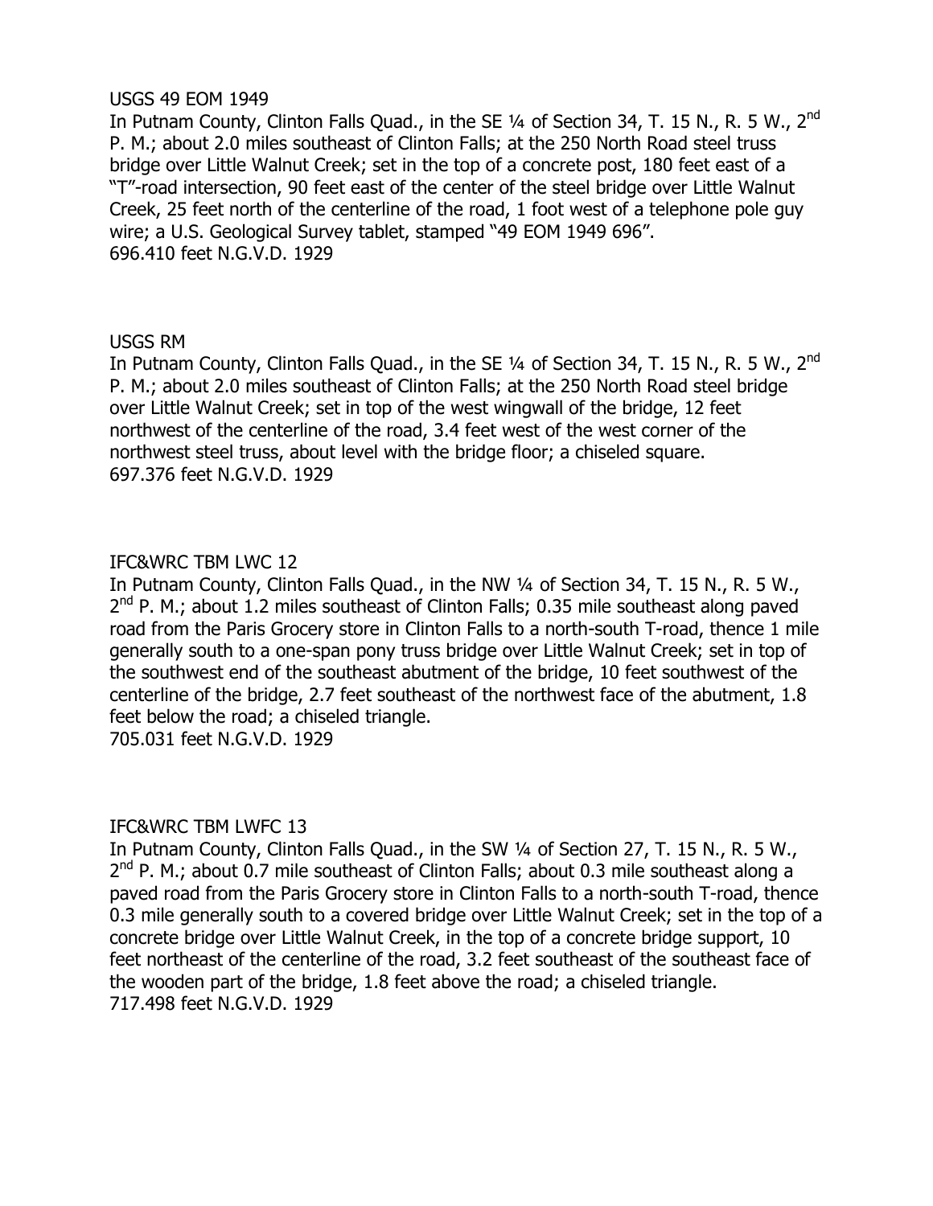USGS 49 EOM 1949

In Putnam County, Clinton Falls Quad., in the SE ¼ of Section 34, T. 15 N., R. 5 W., 2nd P. M.; about 2.0 miles southeast of Clinton Falls; at the 250 North Road steel truss bridge over Little Walnut Creek; set in the top of a concrete post, 180 feet east of a "T"-road intersection, 90 feet east of the center of the steel bridge over Little Walnut Creek, 25 feet north of the centerline of the road, 1 foot west of a telephone pole guy wire; a U.S. Geological Survey tablet, stamped "49 EOM 1949 696".
696.410 feet N.G.V.D. 1929

USGS RM

In Putnam County, Clinton Falls Quad., in the SE ¼ of Section 34, T. 15 N., R. 5 W., 2nd P. M.; about 2.0 miles southeast of Clinton Falls; at the 250 North Road steel bridge over Little Walnut Creek; set in top of the west wingwall of the bridge, 12 feet northwest of the centerline of the road, 3.4 feet west of the west corner of the northwest steel truss, about level with the bridge floor; a chiseled square.
697.376 feet N.G.V.D. 1929

IFC&WRC TBM LWC 12

In Putnam County, Clinton Falls Quad., in the NW ¼ of Section 34, T. 15 N., R. 5 W., 2nd P. M.; about 1.2 miles southeast of Clinton Falls; 0.35 mile southeast along paved road from the Paris Grocery store in Clinton Falls to a north-south T-road, thence 1 mile generally south to a one-span pony truss bridge over Little Walnut Creek; set in top of the southwest end of the southeast abutment of the bridge, 10 feet southwest of the centerline of the bridge, 2.7 feet southeast of the northwest face of the abutment, 1.8 feet below the road; a chiseled triangle.
705.031 feet N.G.V.D. 1929

IFC&WRC TBM LWFC 13

In Putnam County, Clinton Falls Quad., in the SW ¼ of Section 27, T. 15 N., R. 5 W., 2nd P. M.; about 0.7 mile southeast of Clinton Falls; about 0.3 mile southeast along a paved road from the Paris Grocery store in Clinton Falls to a north-south T-road, thence 0.3 mile generally south to a covered bridge over Little Walnut Creek; set in the top of a concrete bridge over Little Walnut Creek, in the top of a concrete bridge support, 10 feet northeast of the centerline of the road, 3.2 feet southeast of the southeast face of the wooden part of the bridge, 1.8 feet above the road; a chiseled triangle.
717.498 feet N.G.V.D. 1929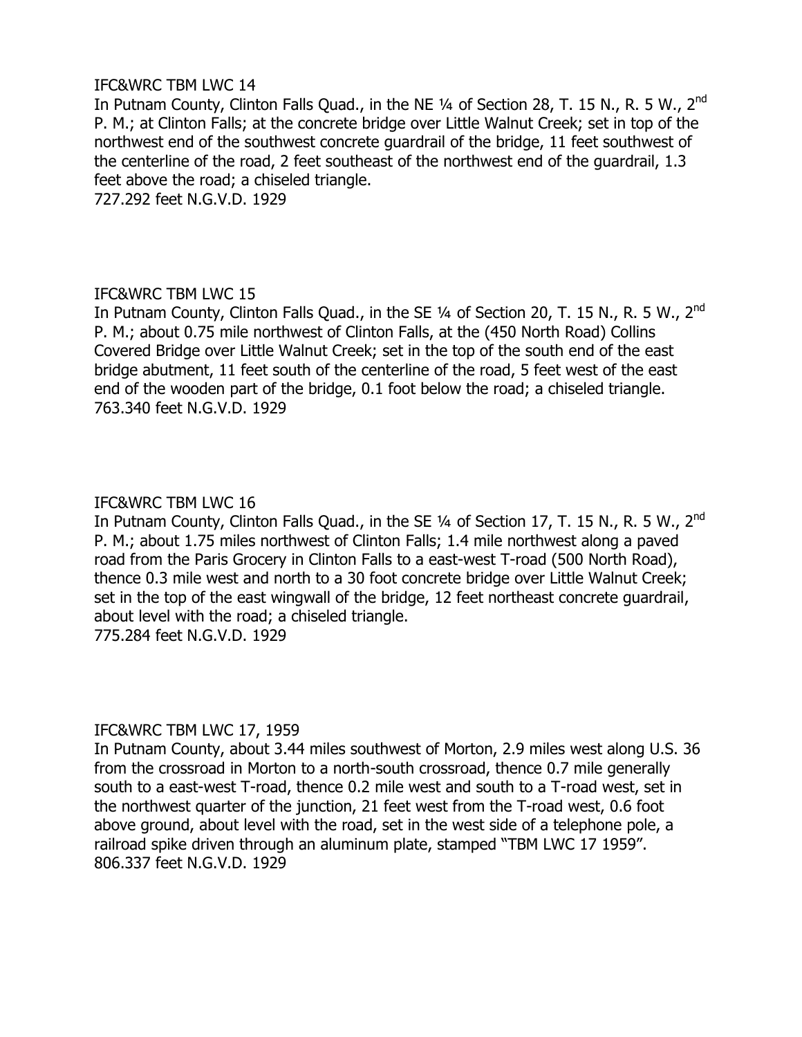IFC&WRC TBM LWC 14

In Putnam County, Clinton Falls Quad., in the NE ¼ of Section 28, T. 15 N., R. 5 W., 2nd P. M.; at Clinton Falls; at the concrete bridge over Little Walnut Creek; set in top of the northwest end of the southwest concrete guardrail of the bridge, 11 feet southwest of the centerline of the road, 2 feet southeast of the northwest end of the guardrail, 1.3 feet above the road; a chiseled triangle.

727.292 feet N.G.V.D. 1929

IFC&WRC TBM LWC 15

In Putnam County, Clinton Falls Quad., in the SE ¼ of Section 20, T. 15 N., R. 5 W., 2nd P. M.; about 0.75 mile northwest of Clinton Falls, at the (450 North Road) Collins Covered Bridge over Little Walnut Creek; set in the top of the south end of the east bridge abutment, 11 feet south of the centerline of the road, 5 feet west of the east end of the wooden part of the bridge, 0.1 foot below the road; a chiseled triangle.

763.340 feet N.G.V.D. 1929

IFC&WRC TBM LWC 16

In Putnam County, Clinton Falls Quad., in the SE ¼ of Section 17, T. 15 N., R. 5 W., 2nd P. M.; about 1.75 miles northwest of Clinton Falls; 1.4 mile northwest along a paved road from the Paris Grocery in Clinton Falls to a east-west T-road (500 North Road), thence 0.3 mile west and north to a 30 foot concrete bridge over Little Walnut Creek; set in the top of the east wingwall of the bridge, 12 feet northeast concrete guardrail, about level with the road; a chiseled triangle.

775.284 feet N.G.V.D. 1929

IFC&WRC TBM LWC 17, 1959

In Putnam County, about 3.44 miles southwest of Morton, 2.9 miles west along U.S. 36 from the crossroad in Morton to a north-south crossroad, thence 0.7 mile generally south to a east-west T-road, thence 0.2 mile west and south to a T-road west, set in the northwest quarter of the junction, 21 feet west from the T-road west, 0.6 foot above ground, about level with the road, set in the west side of a telephone pole, a railroad spike driven through an aluminum plate, stamped "TBM LWC 17 1959".

806.337 feet N.G.V.D. 1929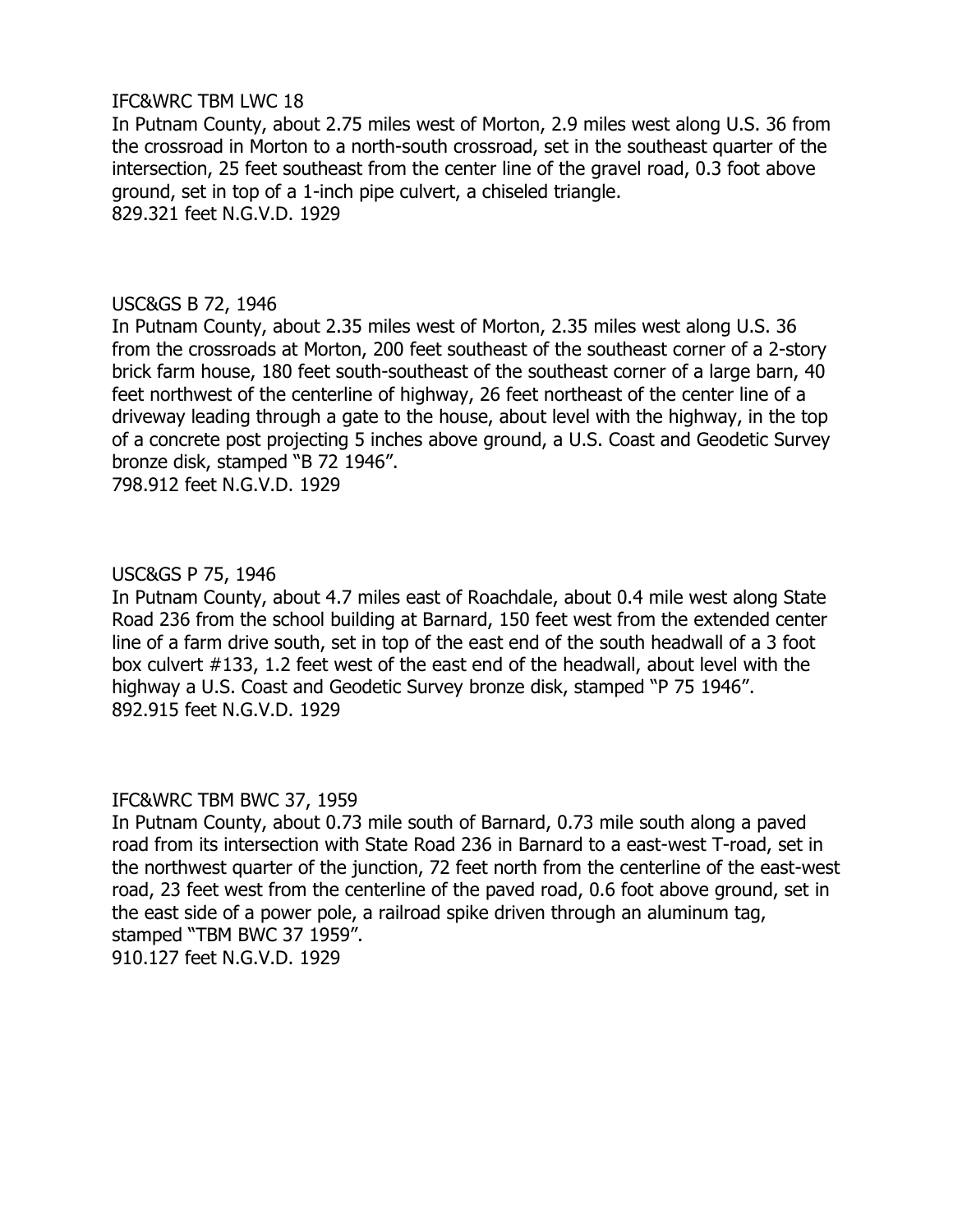IFC&WRC TBM LWC 18

In Putnam County, about 2.75 miles west of Morton, 2.9 miles west along U.S. 36 from the crossroad in Morton to a north-south crossroad, set in the southeast quarter of the intersection, 25 feet southeast from the center line of the gravel road, 0.3 foot above ground, set in top of a 1-inch pipe culvert, a chiseled triangle.

829.321 feet N.G.V.D. 1929

USC&GS B 72, 1946

In Putnam County, about 2.35 miles west of Morton, 2.35 miles west along U.S. 36 from the crossroads at Morton, 200 feet southeast of the southeast corner of a 2-story brick farm house, 180 feet south-southeast of the southeast corner of a large barn, 40 feet northwest of the centerline of highway, 26 feet northeast of the center line of a driveway leading through a gate to the house, about level with the highway, in the top of a concrete post projecting 5 inches above ground, a U.S. Coast and Geodetic Survey bronze disk, stamped "B 72 1946".

798.912 feet N.G.V.D. 1929

USC&GS P 75, 1946

In Putnam County, about 4.7 miles east of Roachdale, about 0.4 mile west along State Road 236 from the school building at Barnard, 150 feet west from the extended center line of a farm drive south, set in top of the east end of the south headwall of a 3 foot box culvert #133, 1.2 feet west of the east end of the headwall, about level with the highway a U.S. Coast and Geodetic Survey bronze disk, stamped "P 75 1946".

892.915 feet N.G.V.D. 1929

IFC&WRC TBM BWC 37, 1959

In Putnam County, about 0.73 mile south of Barnard, 0.73 mile south along a paved road from its intersection with State Road 236 in Barnard to a east-west T-road, set in the northwest quarter of the junction, 72 feet north from the centerline of the east-west road, 23 feet west from the centerline of the paved road, 0.6 foot above ground, set in the east side of a power pole, a railroad spike driven through an aluminum tag, stamped "TBM BWC 37 1959".

910.127 feet N.G.V.D. 1929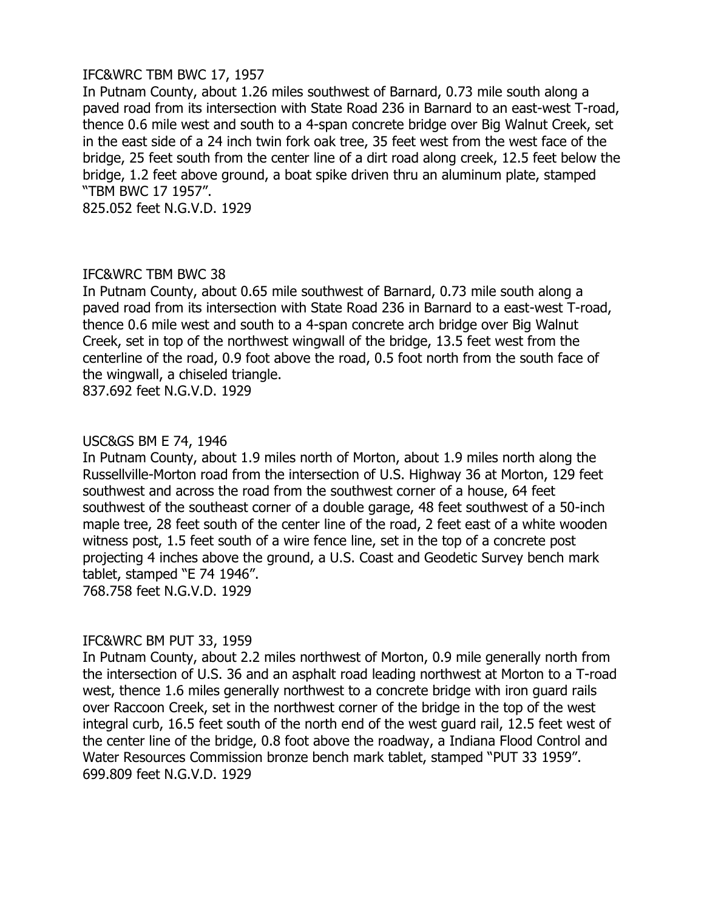IFC&WRC TBM BWC 17, 1957

In Putnam County, about 1.26 miles southwest of Barnard, 0.73 mile south along a paved road from its intersection with State Road 236 in Barnard to an east-west T-road, thence 0.6 mile west and south to a 4-span concrete bridge over Big Walnut Creek, set in the east side of a 24 inch twin fork oak tree, 35 feet west from the west face of the bridge, 25 feet south from the center line of a dirt road along creek, 12.5 feet below the bridge, 1.2 feet above ground, a boat spike driven thru an aluminum plate, stamped "TBM BWC 17 1957".

825.052 feet N.G.V.D. 1929

IFC&WRC TBM BWC 38

In Putnam County, about 0.65 mile southwest of Barnard, 0.73 mile south along a paved road from its intersection with State Road 236 in Barnard to a east-west T-road, thence 0.6 mile west and south to a 4-span concrete arch bridge over Big Walnut Creek, set in top of the northwest wingwall of the bridge, 13.5 feet west from the centerline of the road, 0.9 foot above the road, 0.5 foot north from the south face of the wingwall, a chiseled triangle.

837.692 feet N.G.V.D. 1929

USC&GS BM E 74, 1946

In Putnam County, about 1.9 miles north of Morton, about 1.9 miles north along the Russellville-Morton road from the intersection of U.S. Highway 36 at Morton, 129 feet southwest and across the road from the southwest corner of a house, 64 feet southwest of the southeast corner of a double garage, 48 feet southwest of a 50-inch maple tree, 28 feet south of the center line of the road, 2 feet east of a white wooden witness post, 1.5 feet south of a wire fence line, set in the top of a concrete post projecting 4 inches above the ground, a U.S. Coast and Geodetic Survey bench mark tablet, stamped "E 74 1946".

768.758 feet N.G.V.D. 1929

IFC&WRC BM PUT 33, 1959

In Putnam County, about 2.2 miles northwest of Morton, 0.9 mile generally north from the intersection of U.S. 36 and an asphalt road leading northwest at Morton to a T-road west, thence 1.6 miles generally northwest to a concrete bridge with iron guard rails over Raccoon Creek, set in the northwest corner of the bridge in the top of the west integral curb, 16.5 feet south of the north end of the west guard rail, 12.5 feet west of the center line of the bridge, 0.8 foot above the roadway, a Indiana Flood Control and Water Resources Commission bronze bench mark tablet, stamped "PUT 33 1959".

699.809 feet N.G.V.D. 1929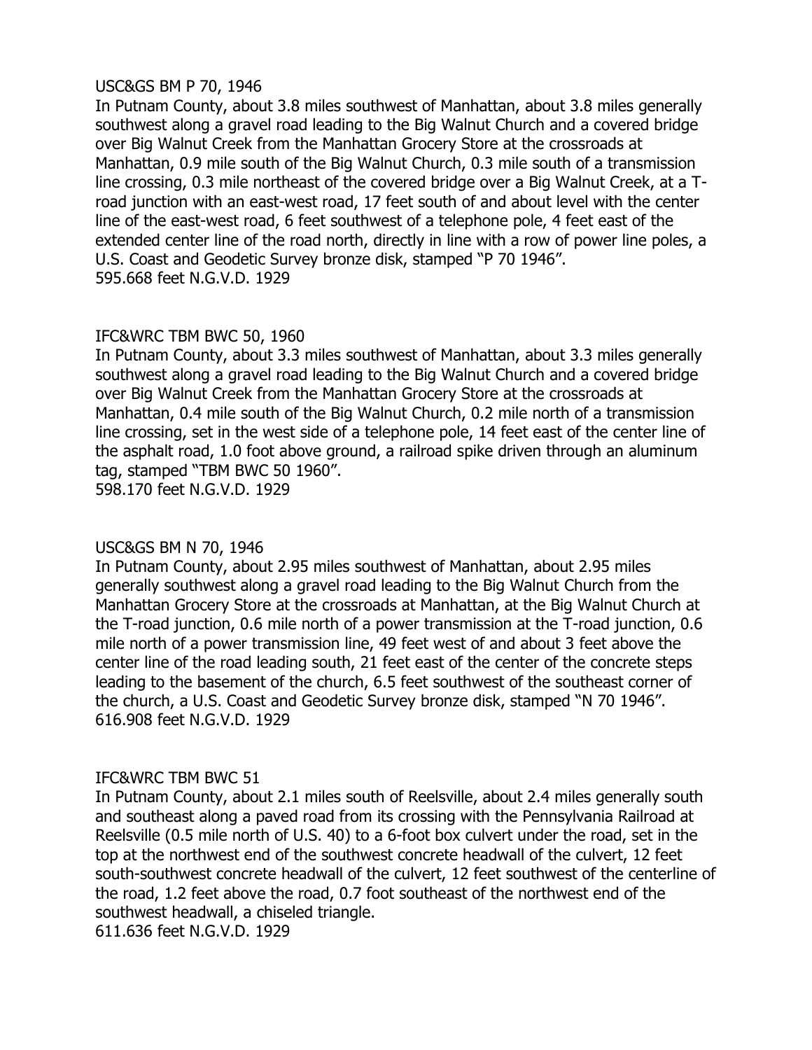USC&GS BM P 70, 1946
In Putnam County, about 3.8 miles southwest of Manhattan, about 3.8 miles generally southwest along a gravel road leading to the Big Walnut Church and a covered bridge over Big Walnut Creek from the Manhattan Grocery Store at the crossroads at Manhattan, 0.9 mile south of the Big Walnut Church, 0.3 mile south of a transmission line crossing, 0.3 mile northeast of the covered bridge over a Big Walnut Creek, at a T-road junction with an east-west road, 17 feet south of and about level with the center line of the east-west road, 6 feet southwest of a telephone pole, 4 feet east of the extended center line of the road north, directly in line with a row of power line poles, a U.S. Coast and Geodetic Survey bronze disk, stamped "P 70 1946".
595.668 feet N.G.V.D. 1929

IFC&WRC TBM BWC 50, 1960
In Putnam County, about 3.3 miles southwest of Manhattan, about 3.3 miles generally southwest along a gravel road leading to the Big Walnut Church and a covered bridge over Big Walnut Creek from the Manhattan Grocery Store at the crossroads at Manhattan, 0.4 mile south of the Big Walnut Church, 0.2 mile north of a transmission line crossing, set in the west side of a telephone pole, 14 feet east of the center line of the asphalt road, 1.0 foot above ground, a railroad spike driven through an aluminum tag, stamped "TBM BWC 50 1960".
598.170 feet N.G.V.D. 1929

USC&GS BM N 70, 1946
In Putnam County, about 2.95 miles southwest of Manhattan, about 2.95 miles generally southwest along a gravel road leading to the Big Walnut Church from the Manhattan Grocery Store at the crossroads at Manhattan, at the Big Walnut Church at the T-road junction, 0.6 mile north of a power transmission at the T-road junction, 0.6 mile north of a power transmission line, 49 feet west of and about 3 feet above the center line of the road leading south, 21 feet east of the center of the concrete steps leading to the basement of the church, 6.5 feet southwest of the southeast corner of the church, a U.S. Coast and Geodetic Survey bronze disk, stamped "N 70 1946".
616.908 feet N.G.V.D. 1929

IFC&WRC TBM BWC 51
In Putnam County, about 2.1 miles south of Reelsville, about 2.4 miles generally south and southeast along a paved road from its crossing with the Pennsylvania Railroad at Reelsville (0.5 mile north of U.S. 40) to a 6-foot box culvert under the road, set in the top at the northwest end of the southwest concrete headwall of the culvert, 12 feet south-southwest concrete headwall of the culvert, 12 feet southwest of the centerline of the road, 1.2 feet above the road, 0.7 foot southeast of the northwest end of the southwest headwall, a chiseled triangle.
611.636 feet N.G.V.D. 1929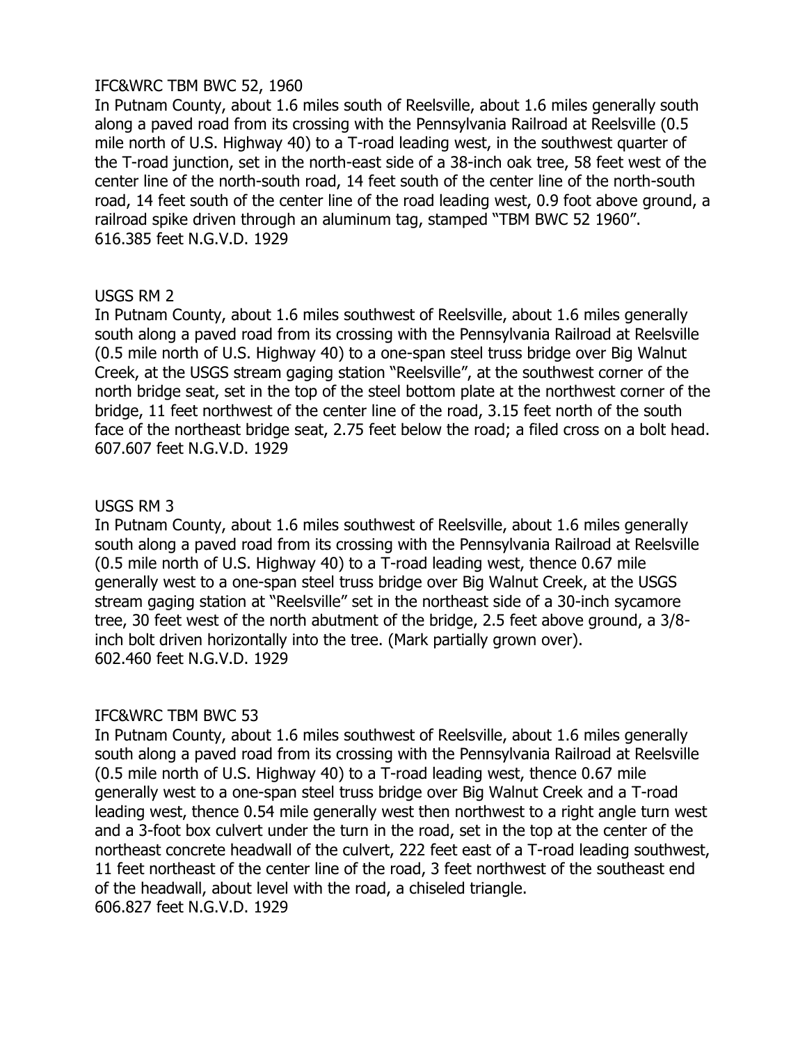IFC&WRC TBM BWC 52, 1960

In Putnam County, about 1.6 miles south of Reelsville, about 1.6 miles generally south along a paved road from its crossing with the Pennsylvania Railroad at Reelsville (0.5 mile north of U.S. Highway 40) to a T-road leading west, in the southwest quarter of the T-road junction, set in the north-east side of a 38-inch oak tree, 58 feet west of the center line of the north-south road, 14 feet south of the center line of the north-south road, 14 feet south of the center line of the road leading west, 0.9 foot above ground, a railroad spike driven through an aluminum tag, stamped "TBM BWC 52 1960".
616.385 feet N.G.V.D. 1929

USGS RM 2

In Putnam County, about 1.6 miles southwest of Reelsville, about 1.6 miles generally south along a paved road from its crossing with the Pennsylvania Railroad at Reelsville (0.5 mile north of U.S. Highway 40) to a one-span steel truss bridge over Big Walnut Creek, at the USGS stream gaging station "Reelsville", at the southwest corner of the north bridge seat, set in the top of the steel bottom plate at the northwest corner of the bridge, 11 feet northwest of the center line of the road, 3.15 feet north of the south face of the northeast bridge seat, 2.75 feet below the road; a filed cross on a bolt head.
607.607 feet N.G.V.D. 1929

USGS RM 3

In Putnam County, about 1.6 miles southwest of Reelsville, about 1.6 miles generally south along a paved road from its crossing with the Pennsylvania Railroad at Reelsville (0.5 mile north of U.S. Highway 40) to a T-road leading west, thence 0.67 mile generally west to a one-span steel truss bridge over Big Walnut Creek, at the USGS stream gaging station at "Reelsville" set in the northeast side of a 30-inch sycamore tree, 30 feet west of the north abutment of the bridge, 2.5 feet above ground, a 3/8-inch bolt driven horizontally into the tree. (Mark partially grown over).
602.460 feet N.G.V.D. 1929

IFC&WRC TBM BWC 53

In Putnam County, about 1.6 miles southwest of Reelsville, about 1.6 miles generally south along a paved road from its crossing with the Pennsylvania Railroad at Reelsville (0.5 mile north of U.S. Highway 40) to a T-road leading west, thence 0.67 mile generally west to a one-span steel truss bridge over Big Walnut Creek and a T-road leading west, thence 0.54 mile generally west then northwest to a right angle turn west and a 3-foot box culvert under the turn in the road, set in the top at the center of the northeast concrete headwall of the culvert, 222 feet east of a T-road leading southwest, 11 feet northeast of the center line of the road, 3 feet northwest of the southeast end of the headwall, about level with the road, a chiseled triangle.
606.827 feet N.G.V.D. 1929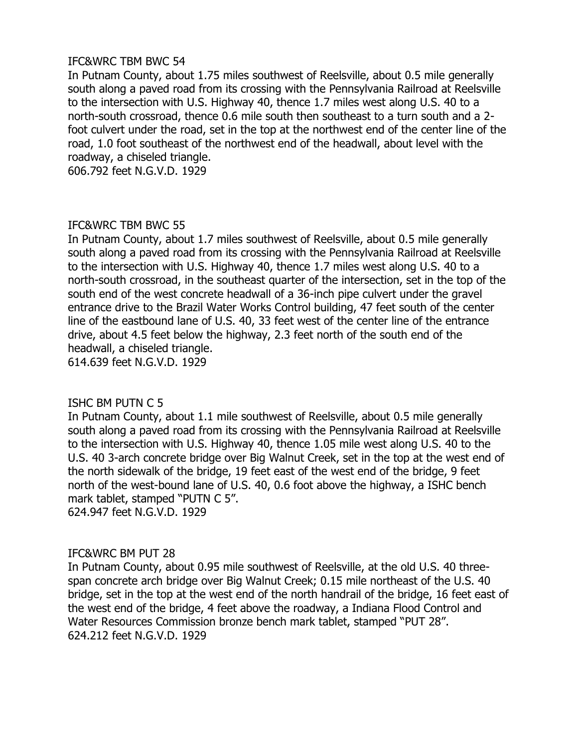IFC&WRC TBM BWC 54
In Putnam County, about 1.75 miles southwest of Reelsville, about 0.5 mile generally south along a paved road from its crossing with the Pennsylvania Railroad at Reelsville to the intersection with U.S. Highway 40, thence 1.7 miles west along U.S. 40 to a north-south crossroad, thence 0.6 mile south then southeast to a turn south and a 2-foot culvert under the road, set in the top at the northwest end of the center line of the road, 1.0 foot southeast of the northwest end of the headwall, about level with the roadway, a chiseled triangle.
606.792 feet N.G.V.D. 1929

IFC&WRC TBM BWC 55
In Putnam County, about 1.7 miles southwest of Reelsville, about 0.5 mile generally south along a paved road from its crossing with the Pennsylvania Railroad at Reelsville to the intersection with U.S. Highway 40, thence 1.7 miles west along U.S. 40 to a north-south crossroad, in the southeast quarter of the intersection, set in the top of the south end of the west concrete headwall of a 36-inch pipe culvert under the gravel entrance drive to the Brazil Water Works Control building, 47 feet south of the center line of the eastbound lane of U.S. 40, 33 feet west of the center line of the entrance drive, about 4.5 feet below the highway, 2.3 feet north of the south end of the headwall, a chiseled triangle.
614.639 feet N.G.V.D. 1929

ISHC BM PUTN C 5
In Putnam County, about 1.1 mile southwest of Reelsville, about 0.5 mile generally south along a paved road from its crossing with the Pennsylvania Railroad at Reelsville to the intersection with U.S. Highway 40, thence 1.05 mile west along U.S. 40 to the U.S. 40 3-arch concrete bridge over Big Walnut Creek, set in the top at the west end of the north sidewalk of the bridge, 19 feet east of the west end of the bridge, 9 feet north of the west-bound lane of U.S. 40, 0.6 foot above the highway, a ISHC bench mark tablet, stamped "PUTN C 5".
624.947 feet N.G.V.D. 1929

IFC&WRC BM PUT 28
In Putnam County, about 0.95 mile southwest of Reelsville, at the old U.S. 40 three-span concrete arch bridge over Big Walnut Creek; 0.15 mile northeast of the U.S. 40 bridge, set in the top at the west end of the north handrail of the bridge, 16 feet east of the west end of the bridge, 4 feet above the roadway, a Indiana Flood Control and Water Resources Commission bronze bench mark tablet, stamped "PUT 28".
624.212 feet N.G.V.D. 1929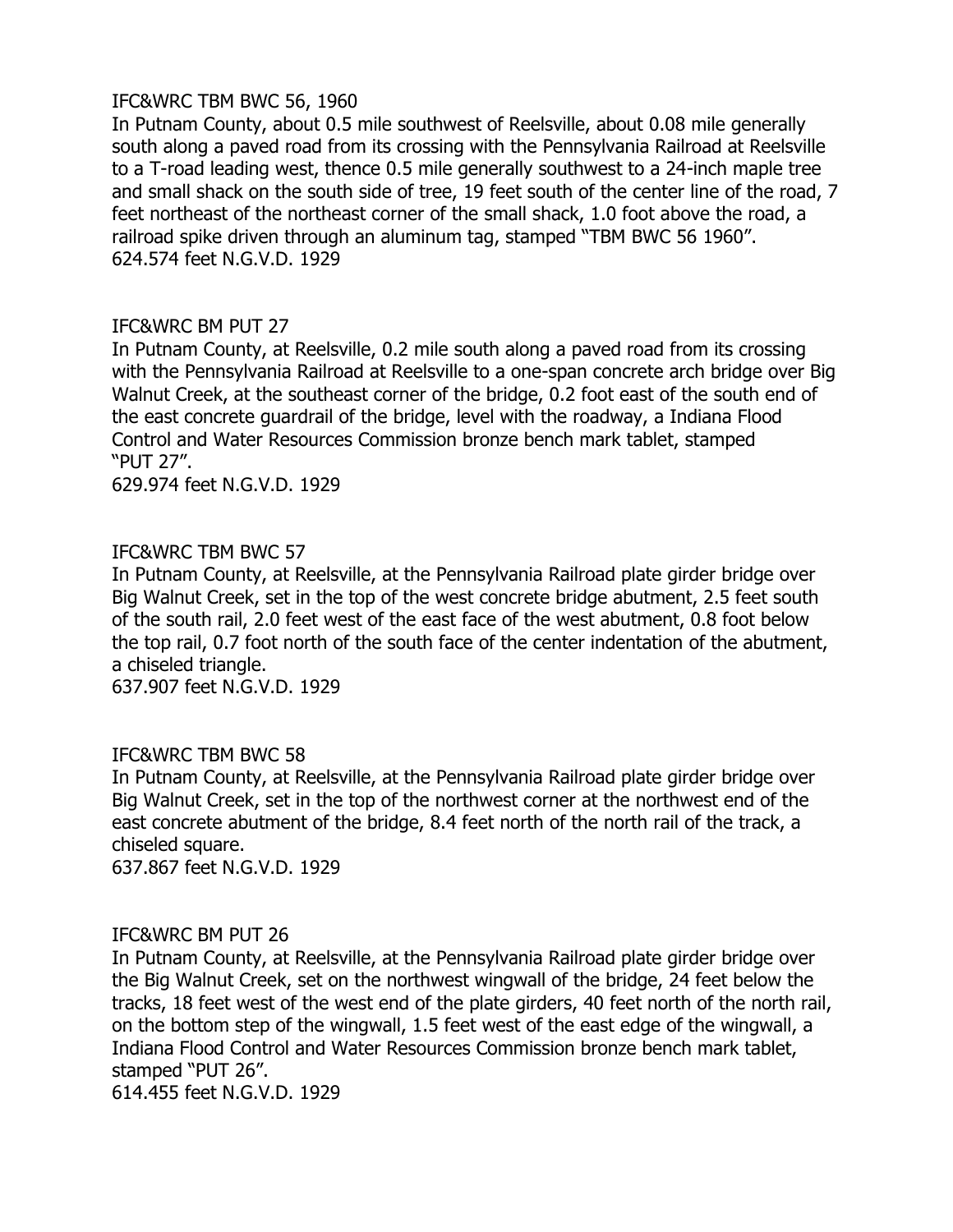IFC&WRC TBM BWC 56, 1960

In Putnam County, about 0.5 mile southwest of Reelsville, about 0.08 mile generally south along a paved road from its crossing with the Pennsylvania Railroad at Reelsville to a T-road leading west, thence 0.5 mile generally southwest to a 24-inch maple tree and small shack on the south side of tree, 19 feet south of the center line of the road, 7 feet northeast of the northeast corner of the small shack, 1.0 foot above the road, a railroad spike driven through an aluminum tag, stamped "TBM BWC 56 1960".

624.574 feet N.G.V.D. 1929

IFC&WRC BM PUT 27

In Putnam County, at Reelsville, 0.2 mile south along a paved road from its crossing with the Pennsylvania Railroad at Reelsville to a one-span concrete arch bridge over Big Walnut Creek, at the southeast corner of the bridge, 0.2 foot east of the south end of the east concrete guardrail of the bridge, level with the roadway, a Indiana Flood Control and Water Resources Commission bronze bench mark tablet, stamped "PUT 27".

629.974 feet N.G.V.D. 1929

IFC&WRC TBM BWC 57

In Putnam County, at Reelsville, at the Pennsylvania Railroad plate girder bridge over Big Walnut Creek, set in the top of the west concrete bridge abutment, 2.5 feet south of the south rail, 2.0 feet west of the east face of the west abutment, 0.8 foot below the top rail, 0.7 foot north of the south face of the center indentation of the abutment, a chiseled triangle.

637.907 feet N.G.V.D. 1929

IFC&WRC TBM BWC 58

In Putnam County, at Reelsville, at the Pennsylvania Railroad plate girder bridge over Big Walnut Creek, set in the top of the northwest corner at the northwest end of the east concrete abutment of the bridge, 8.4 feet north of the north rail of the track, a chiseled square.

637.867 feet N.G.V.D. 1929

IFC&WRC BM PUT 26

In Putnam County, at Reelsville, at the Pennsylvania Railroad plate girder bridge over the Big Walnut Creek, set on the northwest wingwall of the bridge, 24 feet below the tracks, 18 feet west of the west end of the plate girders, 40 feet north of the north rail, on the bottom step of the wingwall, 1.5 feet west of the east edge of the wingwall, a Indiana Flood Control and Water Resources Commission bronze bench mark tablet, stamped "PUT 26".

614.455 feet N.G.V.D. 1929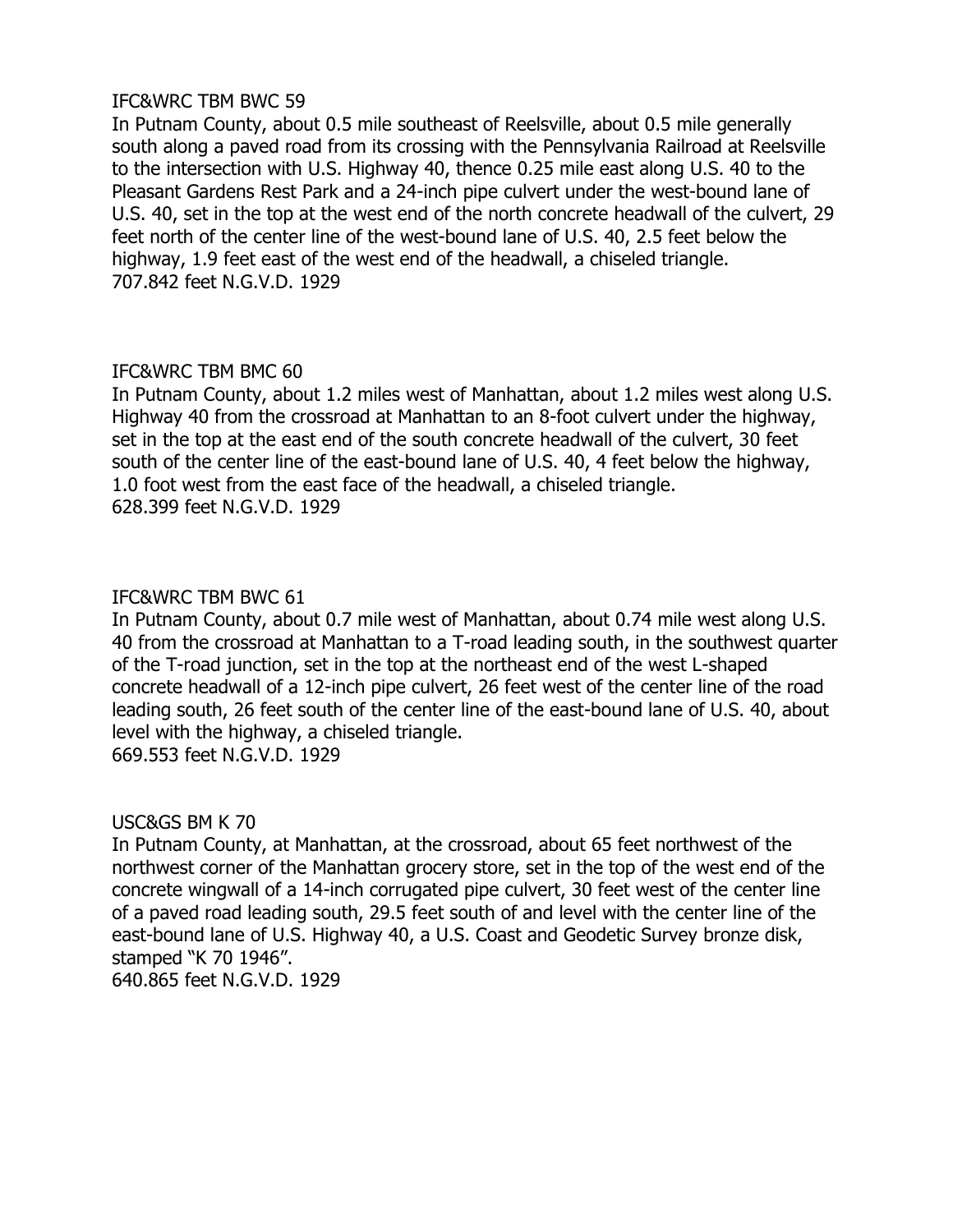IFC&WRC TBM BWC 59

In Putnam County, about 0.5 mile southeast of Reelsville, about 0.5 mile generally south along a paved road from its crossing with the Pennsylvania Railroad at Reelsville to the intersection with U.S. Highway 40, thence 0.25 mile east along U.S. 40 to the Pleasant Gardens Rest Park and a 24-inch pipe culvert under the west-bound lane of U.S. 40, set in the top at the west end of the north concrete headwall of the culvert, 29 feet north of the center line of the west-bound lane of U.S. 40, 2.5 feet below the highway, 1.9 feet east of the west end of the headwall, a chiseled triangle.

707.842 feet N.G.V.D. 1929

IFC&WRC TBM BMC 60

In Putnam County, about 1.2 miles west of Manhattan, about 1.2 miles west along U.S. Highway 40 from the crossroad at Manhattan to an 8-foot culvert under the highway, set in the top at the east end of the south concrete headwall of the culvert, 30 feet south of the center line of the east-bound lane of U.S. 40, 4 feet below the highway, 1.0 foot west from the east face of the headwall, a chiseled triangle.

628.399 feet N.G.V.D. 1929

IFC&WRC TBM BWC 61

In Putnam County, about 0.7 mile west of Manhattan, about 0.74 mile west along U.S. 40 from the crossroad at Manhattan to a T-road leading south, in the southwest quarter of the T-road junction, set in the top at the northeast end of the west L-shaped concrete headwall of a 12-inch pipe culvert, 26 feet west of the center line of the road leading south, 26 feet south of the center line of the east-bound lane of U.S. 40, about level with the highway, a chiseled triangle.

669.553 feet N.G.V.D. 1929

USC&GS BM K 70

In Putnam County, at Manhattan, at the crossroad, about 65 feet northwest of the northwest corner of the Manhattan grocery store, set in the top of the west end of the concrete wingwall of a 14-inch corrugated pipe culvert, 30 feet west of the center line of a paved road leading south, 29.5 feet south of and level with the center line of the east-bound lane of U.S. Highway 40, a U.S. Coast and Geodetic Survey bronze disk, stamped "K 70 1946".

640.865 feet N.G.V.D. 1929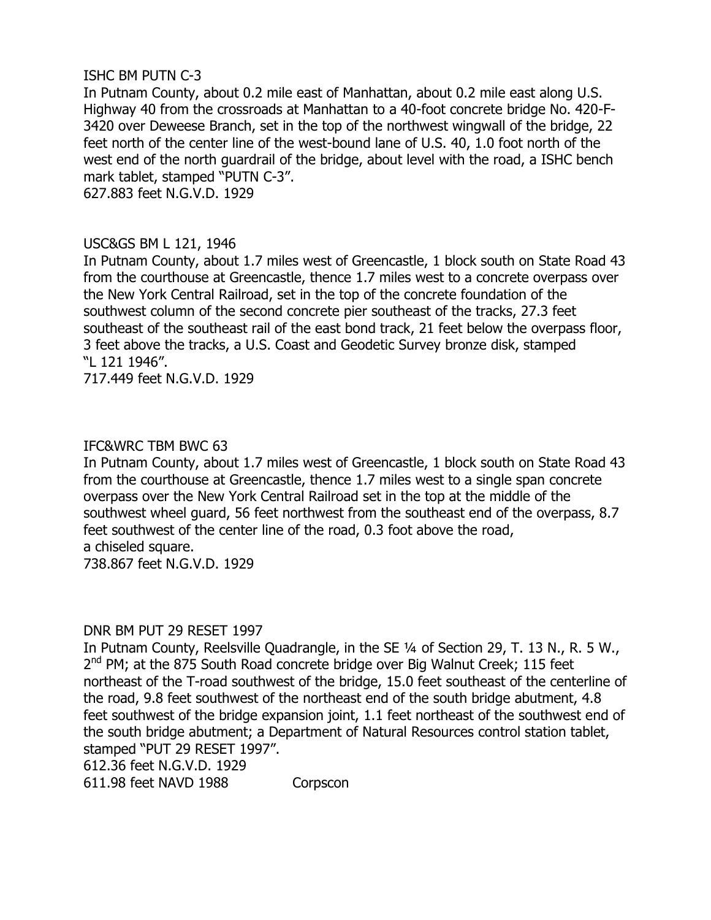ISHC BM PUTN C-3

In Putnam County, about 0.2 mile east of Manhattan, about 0.2 mile east along U.S. Highway 40 from the crossroads at Manhattan to a 40-foot concrete bridge No. 420-F-3420 over Deweese Branch, set in the top of the northwest wingwall of the bridge, 22 feet north of the center line of the west-bound lane of U.S. 40, 1.0 foot north of the west end of the north guardrail of the bridge, about level with the road, a ISHC bench mark tablet, stamped "PUTN C-3".

627.883 feet N.G.V.D. 1929

USC&GS BM L 121, 1946

In Putnam County, about 1.7 miles west of Greencastle, 1 block south on State Road 43 from the courthouse at Greencastle, thence 1.7 miles west to a concrete overpass over the New York Central Railroad, set in the top of the concrete foundation of the southwest column of the second concrete pier southeast of the tracks, 27.3 feet southeast of the southeast rail of the east bond track, 21 feet below the overpass floor, 3 feet above the tracks, a U.S. Coast and Geodetic Survey bronze disk, stamped "L 121 1946".

717.449 feet N.G.V.D. 1929

IFC&WRC TBM BWC 63

In Putnam County, about 1.7 miles west of Greencastle, 1 block south on State Road 43 from the courthouse at Greencastle, thence 1.7 miles west to a single span concrete overpass over the New York Central Railroad set in the top at the middle of the southwest wheel guard, 56 feet northwest from the southeast end of the overpass, 8.7 feet southwest of the center line of the road, 0.3 foot above the road, a chiseled square.

738.867 feet N.G.V.D. 1929

DNR BM PUT 29 RESET 1997

In Putnam County, Reelsville Quadrangle, in the SE ¼ of Section 29, T. 13 N., R. 5 W., 2nd PM; at the 875 South Road concrete bridge over Big Walnut Creek; 115 feet northeast of the T-road southwest of the bridge, 15.0 feet southeast of the centerline of the road, 9.8 feet southwest of the northeast end of the south bridge abutment, 4.8 feet southwest of the bridge expansion joint, 1.1 feet northeast of the southwest end of the south bridge abutment; a Department of Natural Resources control station tablet, stamped "PUT 29 RESET 1997".

612.36 feet N.G.V.D. 1929

611.98 feet NAVD 1988 Corpscon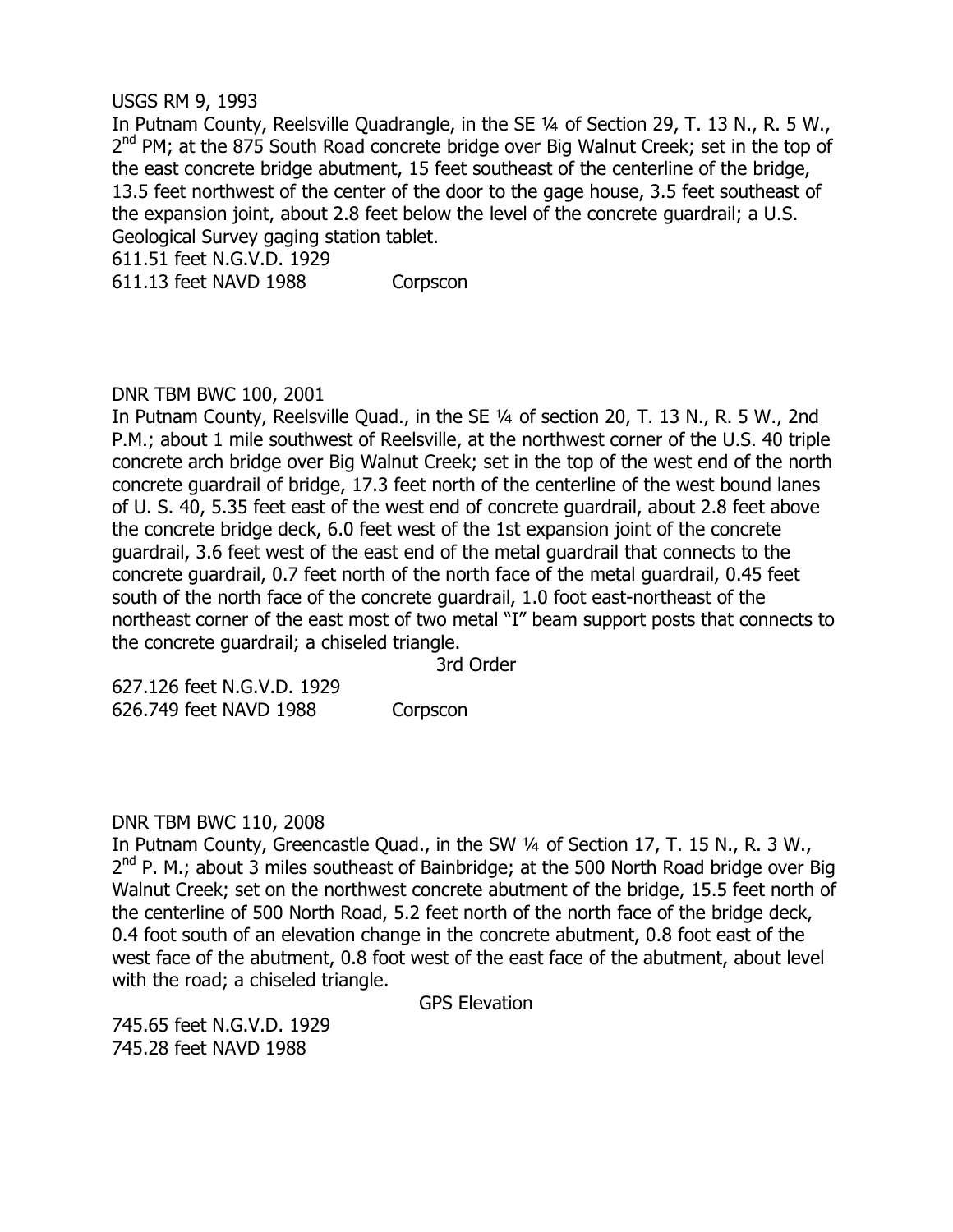USGS RM 9, 1993

In Putnam County, Reelsville Quadrangle, in the SE ¼ of Section 29, T. 13 N., R. 5 W., 2nd PM; at the 875 South Road concrete bridge over Big Walnut Creek; set in the top of the east concrete bridge abutment, 15 feet southeast of the centerline of the bridge, 13.5 feet northwest of the center of the door to the gage house, 3.5 feet southeast of the expansion joint, about 2.8 feet below the level of the concrete guardrail; a U.S. Geological Survey gaging station tablet.

611.51 feet N.G.V.D. 1929
611.13 feet NAVD 1988 Corpscon

DNR TBM BWC 100, 2001

In Putnam County, Reelsville Quad., in the SE ¼ of section 20, T. 13 N., R. 5 W., 2nd P.M.; about 1 mile southwest of Reelsville, at the northwest corner of the U.S. 40 triple concrete arch bridge over Big Walnut Creek; set in the top of the west end of the north concrete guardrail of bridge, 17.3 feet north of the centerline of the west bound lanes of U. S. 40, 5.35 feet east of the west end of concrete guardrail, about 2.8 feet above the concrete bridge deck, 6.0 feet west of the 1st expansion joint of the concrete guardrail, 3.6 feet west of the east end of the metal guardrail that connects to the concrete guardrail, 0.7 feet north of the north face of the metal guardrail, 0.45 feet south of the north face of the concrete guardrail, 1.0 foot east-northeast of the northeast corner of the east most of two metal "I" beam support posts that connects to the concrete guardrail; a chiseled triangle.

3rd Order

627.126 feet N.G.V.D. 1929
626.749 feet NAVD 1988 Corpscon

DNR TBM BWC 110, 2008

In Putnam County, Greencastle Quad., in the SW ¼ of Section 17, T. 15 N., R. 3 W., 2nd P. M.; about 3 miles southeast of Bainbridge; at the 500 North Road bridge over Big Walnut Creek; set on the northwest concrete abutment of the bridge, 15.5 feet north of the centerline of 500 North Road, 5.2 feet north of the north face of the bridge deck, 0.4 foot south of an elevation change in the concrete abutment, 0.8 foot east of the west face of the abutment, 0.8 foot west of the east face of the abutment, about level with the road; a chiseled triangle.

GPS Elevation

745.65 feet N.G.V.D. 1929
745.28 feet NAVD 1988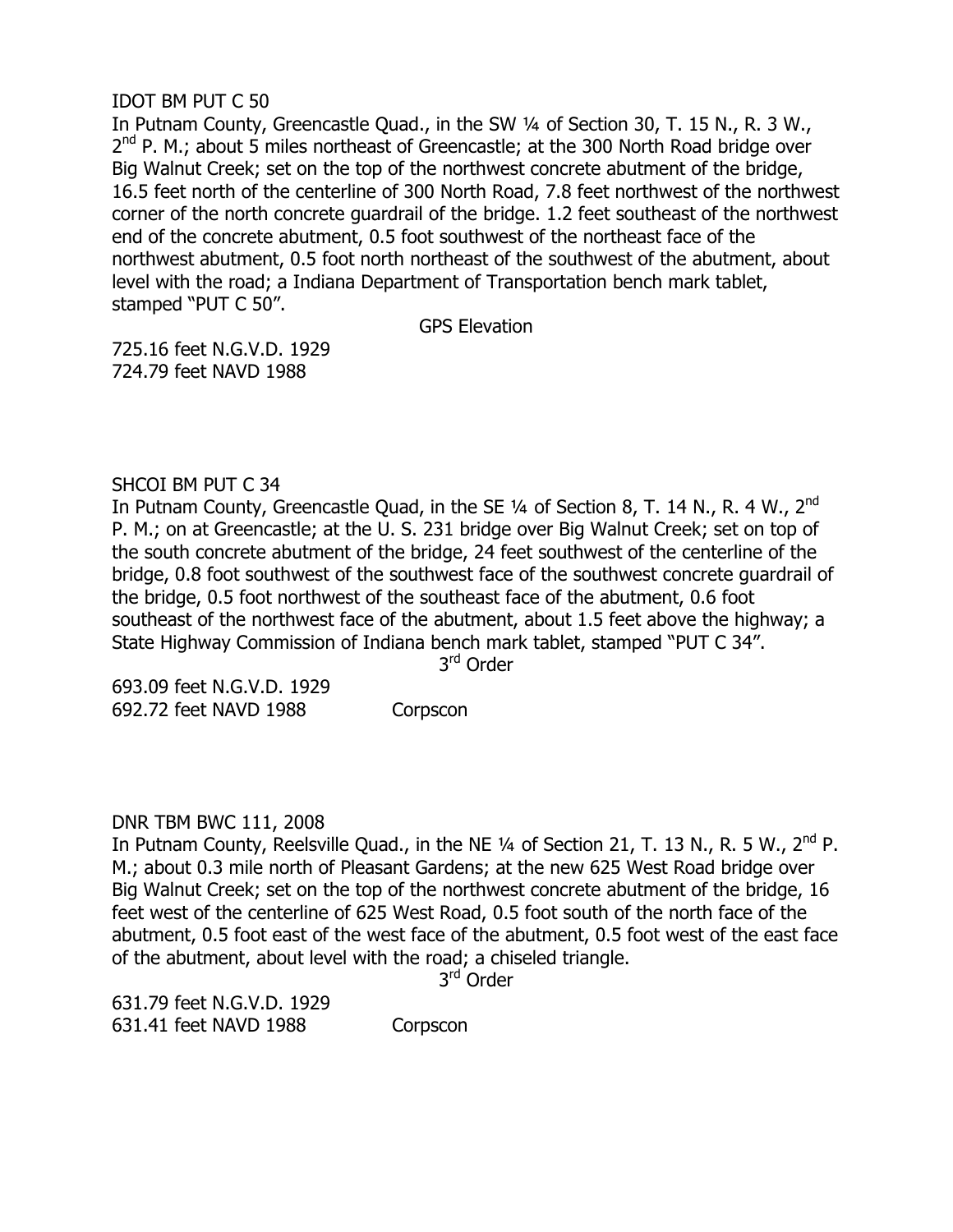IDOT BM PUT C 50

In Putnam County, Greencastle Quad., in the SW ¼ of Section 30, T. 15 N., R. 3 W., 2nd P. M.; about 5 miles northeast of Greencastle; at the 300 North Road bridge over Big Walnut Creek; set on the top of the northwest concrete abutment of the bridge, 16.5 feet north of the centerline of 300 North Road, 7.8 feet northwest of the northwest corner of the north concrete guardrail of the bridge. 1.2 feet southeast of the northwest end of the concrete abutment, 0.5 foot southwest of the northeast face of the northwest abutment, 0.5 foot north northeast of the southwest of the abutment, about level with the road; a Indiana Department of Transportation bench mark tablet, stamped "PUT C 50".

GPS Elevation

725.16 feet N.G.V.D. 1929
724.79 feet NAVD 1988

SHCOI BM PUT C 34

In Putnam County, Greencastle Quad, in the SE ¼ of Section 8, T. 14 N., R. 4 W., 2nd P. M.; on at Greencastle; at the U. S. 231 bridge over Big Walnut Creek; set on top of the south concrete abutment of the bridge, 24 feet southwest of the centerline of the bridge, 0.8 foot southwest of the southwest face of the southwest concrete guardrail of the bridge, 0.5 foot northwest of the southeast face of the abutment, 0.6 foot southeast of the northwest face of the abutment, about 1.5 feet above the highway; a State Highway Commission of Indiana bench mark tablet, stamped "PUT C 34".

3rd Order

693.09 feet N.G.V.D. 1929
692.72 feet NAVD 1988 Corpscon

DNR TBM BWC 111, 2008

In Putnam County, Reelsville Quad., in the NE ¼ of Section 21, T. 13 N., R. 5 W., 2nd P. M.; about 0.3 mile north of Pleasant Gardens; at the new 625 West Road bridge over Big Walnut Creek; set on the top of the northwest concrete abutment of the bridge, 16 feet west of the centerline of 625 West Road, 0.5 foot south of the north face of the abutment, 0.5 foot east of the west face of the abutment, 0.5 foot west of the east face of the abutment, about level with the road; a chiseled triangle.

3rd Order

631.79 feet N.G.V.D. 1929
631.41 feet NAVD 1988 Corpscon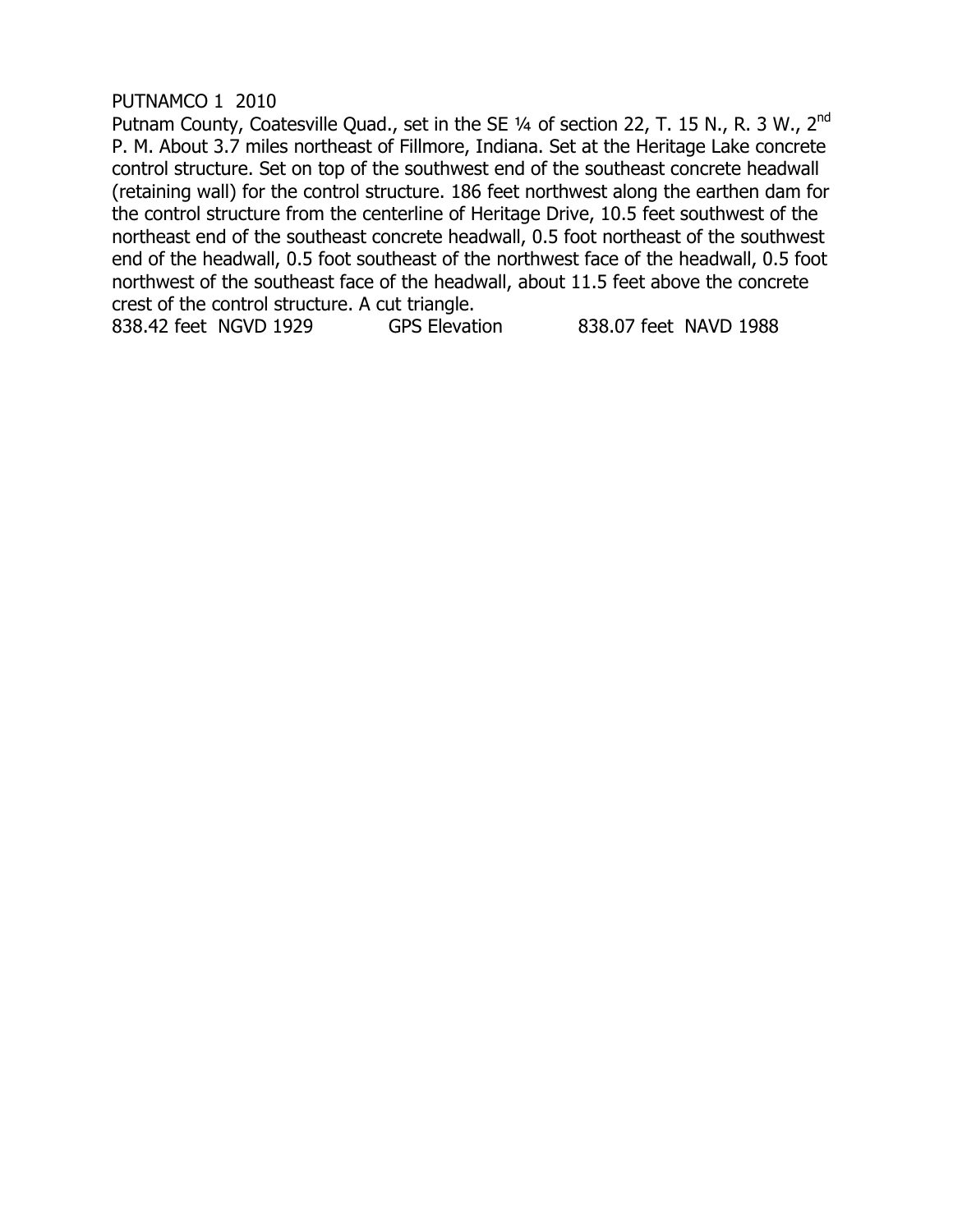PUTNAMCO 1 2010

Putnam County, Coatesville Quad., set in the SE ¼ of section 22, T. 15 N., R. 3 W., 2nd P. M. About 3.7 miles northeast of Fillmore, Indiana. Set at the Heritage Lake concrete control structure. Set on top of the southwest end of the southeast concrete headwall (retaining wall) for the control structure. 186 feet northwest along the earthen dam for the control structure from the centerline of Heritage Drive, 10.5 feet southwest of the northeast end of the southeast concrete headwall, 0.5 foot northeast of the southwest end of the headwall, 0.5 foot southeast of the northwest face of the headwall, 0.5 foot northwest of the southeast face of the headwall, about 11.5 feet above the concrete crest of the control structure. A cut triangle.

838.42 feet NGVD 1929 GPS Elevation 838.07 feet NAVD 1988